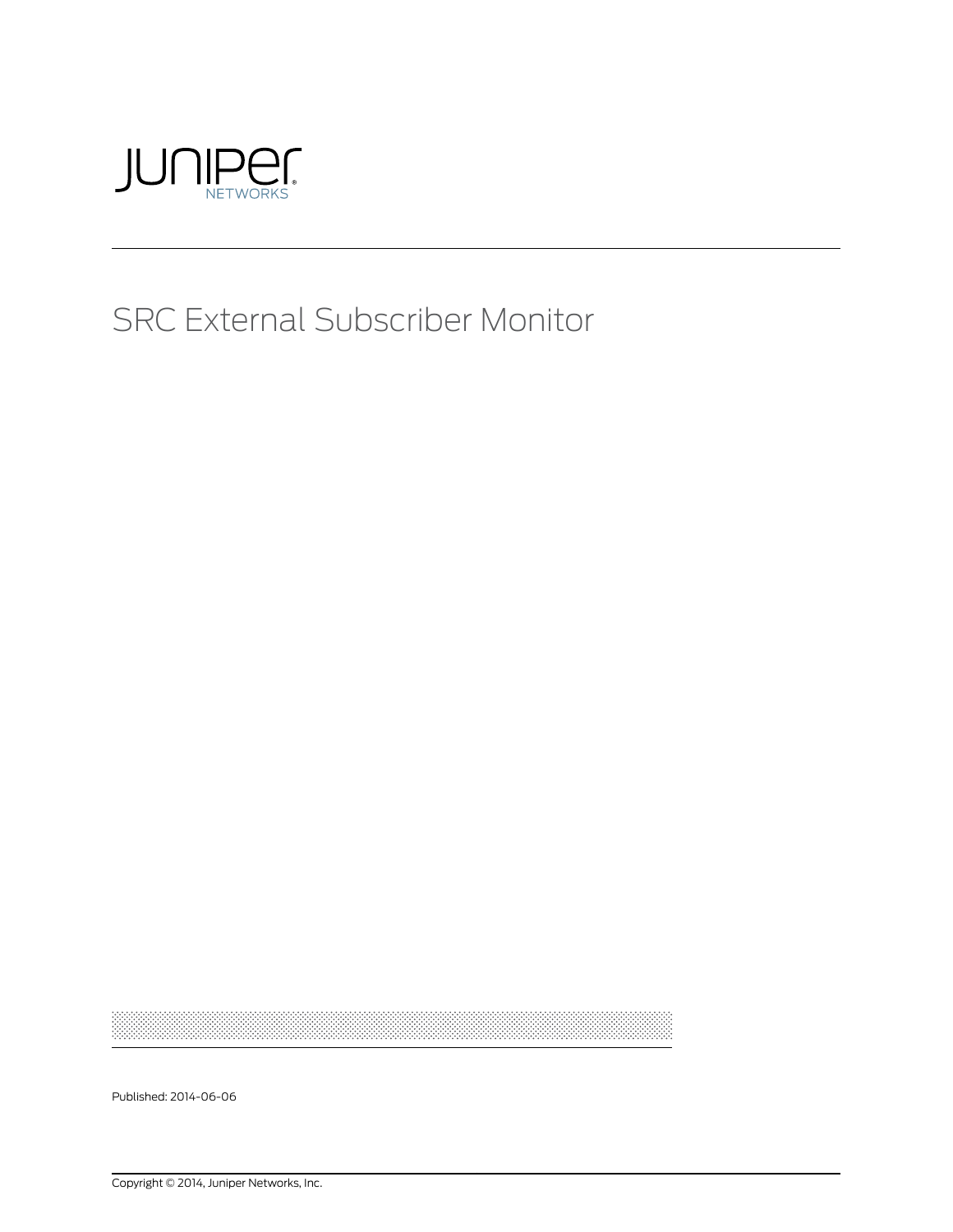# SRC External Subscriber Monitor

Published: 2014-06-06

Copyright © 2014, Juniper Networks, Inc.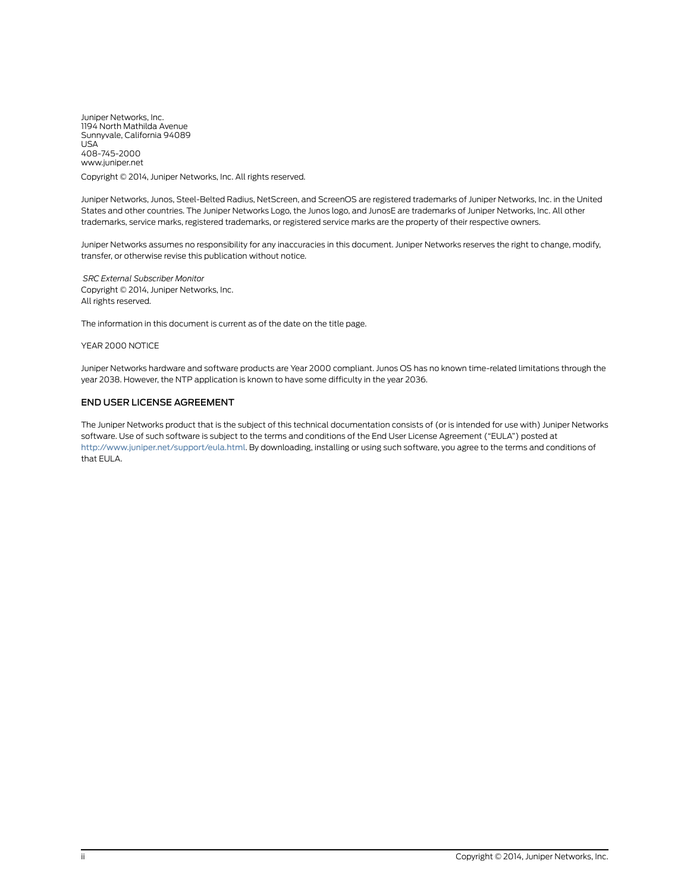Juniper Networks, Inc.
1194 North Mathilda Avenue
Sunnyvale, California 94089
USA
408-745-2000
www.juniper.net

Copyright © 2014, Juniper Networks, Inc. All rights reserved.

Juniper Networks, Junos, Steel-Belted Radius, NetScreen, and ScreenOS are registered trademarks of Juniper Networks, Inc. in the United States and other countries. The Juniper Networks Logo, the Junos logo, and JunosE are trademarks of Juniper Networks, Inc. All other trademarks, service marks, registered trademarks, or registered service marks are the property of their respective owners.

Juniper Networks assumes no responsibility for any inaccuracies in this document. Juniper Networks reserves the right to change, modify, transfer, or otherwise revise this publication without notice.

*SRC External Subscriber Monitor*
Copyright © 2014, Juniper Networks, Inc.
All rights reserved.

The information in this document is current as of the date on the title page.

YEAR 2000 NOTICE

Juniper Networks hardware and software products are Year 2000 compliant. Junos OS has no known time-related limitations through the year 2038. However, the NTP application is known to have some difficulty in the year 2036.

## END USER LICENSE AGREEMENT

The Juniper Networks product that is the subject of this technical documentation consists of (or is intended for use with) Juniper Networks software. Use of such software is subject to the terms and conditions of the End User License Agreement ("EULA") posted at http://www.juniper.net/support/eula.html. By downloading, installing or using such software, you agree to the terms and conditions of that EULA.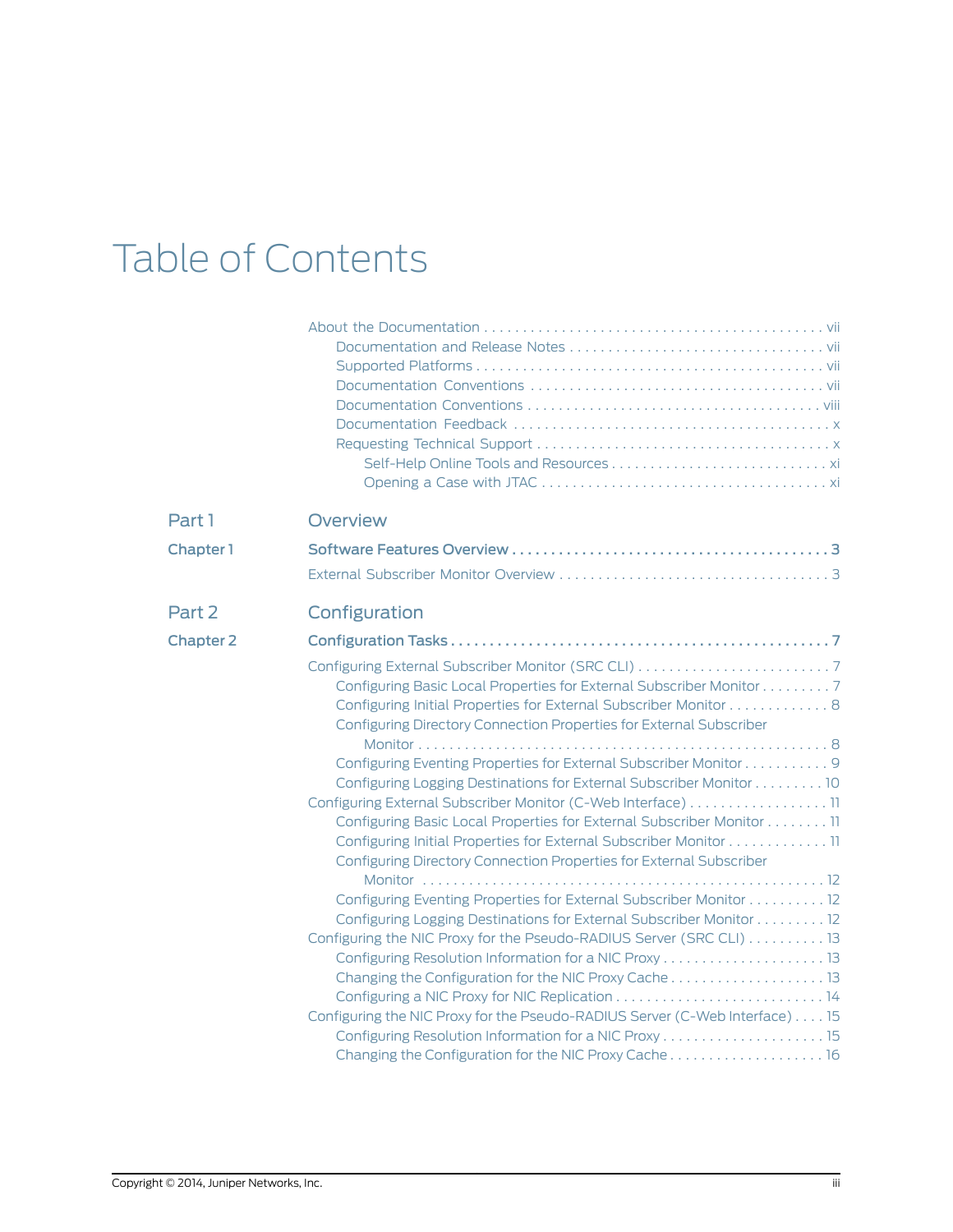# Table of Contents

About the Documentation . . . . . . . . . . . . . . . . . . . . . . . . . . . . . . . . . . . . . . . . . . . vii
- Documentation and Release Notes . . . . . . . . . . . . . . . . . . . . . . . . . . . . . . . . . vii
- Supported Platforms . . . . . . . . . . . . . . . . . . . . . . . . . . . . . . . . . . . . . . . . . . . vii
- Documentation Conventions . . . . . . . . . . . . . . . . . . . . . . . . . . . . . . . . . . . . . vii
- Documentation Conventions . . . . . . . . . . . . . . . . . . . . . . . . . . . . . . . . . . . . . viii
- Documentation Feedback . . . . . . . . . . . . . . . . . . . . . . . . . . . . . . . . . . . . . . . . x
- Requesting Technical Support . . . . . . . . . . . . . . . . . . . . . . . . . . . . . . . . . . . . . x
  - Self-Help Online Tools and Resources . . . . . . . . . . . . . . . . . . . . . . . . . . . . xi
  - Opening a Case with JTAC . . . . . . . . . . . . . . . . . . . . . . . . . . . . . . . . . . . . xi

## Part 1 Overview

### Chapter 1 Software Features Overview . . . . . . . . . . . . . . . . . . . . . . . . . . . . . . . . . . . . . . . 3

External Subscriber Monitor Overview . . . . . . . . . . . . . . . . . . . . . . . . . . . . . . . . . . 3

## Part 2 Configuration

### Chapter 2 Configuration Tasks . . . . . . . . . . . . . . . . . . . . . . . . . . . . . . . . . . . . . . . . . . . . . . . 7

Configuring External Subscriber Monitor (SRC CLI) . . . . . . . . . . . . . . . . . . . . . . . . . 7
- Configuring Basic Local Properties for External Subscriber Monitor . . . . . . . . . 7
- Configuring Initial Properties for External Subscriber Monitor . . . . . . . . . . . . . 8
- Configuring Directory Connection Properties for External Subscriber Monitor . . . . . . . . . . . . . . . . . . . . . . . . . . . . . . . . . . . . . . . . . . . . . . . . . . . 8
- Configuring Eventing Properties for External Subscriber Monitor . . . . . . . . . . . 9
- Configuring Logging Destinations for External Subscriber Monitor . . . . . . . . . 10

Configuring External Subscriber Monitor (C-Web Interface) . . . . . . . . . . . . . . . . . . 11
- Configuring Basic Local Properties for External Subscriber Monitor . . . . . . . . 11
- Configuring Initial Properties for External Subscriber Monitor . . . . . . . . . . . . . 11
- Configuring Directory Connection Properties for External Subscriber Monitor . . . . . . . . . . . . . . . . . . . . . . . . . . . . . . . . . . . . . . . . . . . . . . . . . . 12
- Configuring Eventing Properties for External Subscriber Monitor . . . . . . . . . . 12
- Configuring Logging Destinations for External Subscriber Monitor . . . . . . . . . 12

Configuring the NIC Proxy for the Pseudo-RADIUS Server (SRC CLI) . . . . . . . . . . 13
- Configuring Resolution Information for a NIC Proxy . . . . . . . . . . . . . . . . . . . . . 13
- Changing the Configuration for the NIC Proxy Cache . . . . . . . . . . . . . . . . . . . . 13
- Configuring a NIC Proxy for NIC Replication . . . . . . . . . . . . . . . . . . . . . . . . . . . 14

Configuring the NIC Proxy for the Pseudo-RADIUS Server (C-Web Interface) . . . . 15
- Configuring Resolution Information for a NIC Proxy . . . . . . . . . . . . . . . . . . . . . 15
- Changing the Configuration for the NIC Proxy Cache . . . . . . . . . . . . . . . . . . . . 16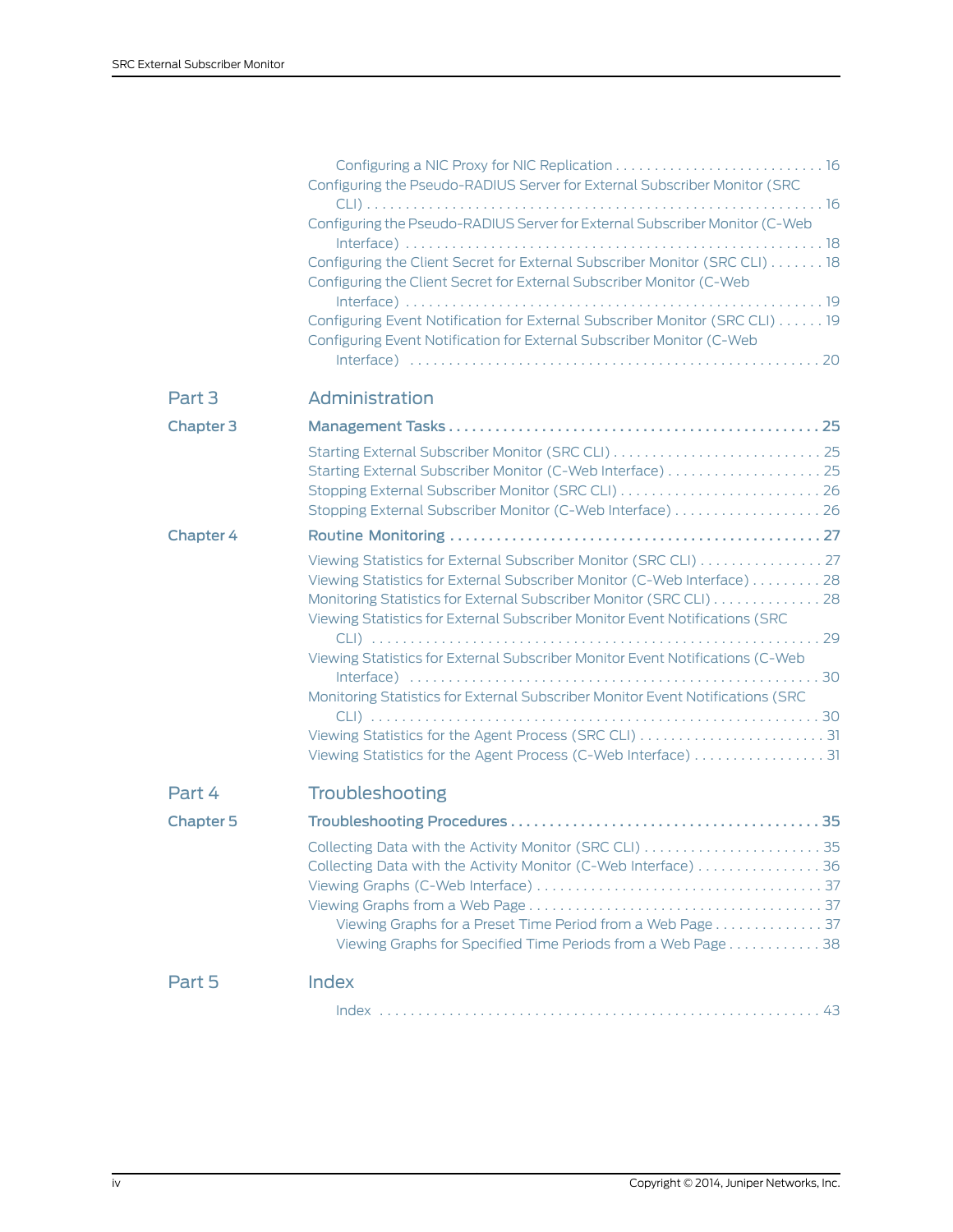- Configuring a NIC Proxy for NIC Replication . . . . . . . . . . . . . . . . . . . . . . . . . . . 16
- Configuring the Pseudo-RADIUS Server for External Subscriber Monitor (SRC CLI) . . . . . . . . . . . . . . . . . . . . . . . . . . . . . . . . . . . . . . . . . . . . . . . . . . . . . . . . . . . . . 16
- Configuring the Pseudo-RADIUS Server for External Subscriber Monitor (C-Web Interface) . . . . . . . . . . . . . . . . . . . . . . . . . . . . . . . . . . . . . . . . . . . . . . . . . . . . . 18
- Configuring the Client Secret for External Subscriber Monitor (SRC CLI) . . . . . . . 18
- Configuring the Client Secret for External Subscriber Monitor (C-Web Interface) . . . . . . . . . . . . . . . . . . . . . . . . . . . . . . . . . . . . . . . . . . . . . . . . . . . . . 19
- Configuring Event Notification for External Subscriber Monitor (SRC CLI) . . . . . . 19
- Configuring Event Notification for External Subscriber Monitor (C-Web Interface) . . . . . . . . . . . . . . . . . . . . . . . . . . . . . . . . . . . . . . . . . . . . . . . . . . . . 20

## Part 3 Administration

**Chapter 3 Management Tasks . . . . . . . . . . . . . . . . . . . . . . . . . . . . . . . . . . . . . . . . . . . . . . . 25**

- Starting External Subscriber Monitor (SRC CLI) . . . . . . . . . . . . . . . . . . . . . . . . . . . 25
- Starting External Subscriber Monitor (C-Web Interface) . . . . . . . . . . . . . . . . . . . . 25
- Stopping External Subscriber Monitor (SRC CLI) . . . . . . . . . . . . . . . . . . . . . . . . . . 26
- Stopping External Subscriber Monitor (C-Web Interface) . . . . . . . . . . . . . . . . . . . 26

**Chapter 4 Routine Monitoring . . . . . . . . . . . . . . . . . . . . . . . . . . . . . . . . . . . . . . . . . . . . . . . 27**

- Viewing Statistics for External Subscriber Monitor (SRC CLI) . . . . . . . . . . . . . . . . 27
- Viewing Statistics for External Subscriber Monitor (C-Web Interface) . . . . . . . . . 28
- Monitoring Statistics for External Subscriber Monitor (SRC CLI) . . . . . . . . . . . . . . 28
- Viewing Statistics for External Subscriber Monitor Event Notifications (SRC CLI) . . . . . . . . . . . . . . . . . . . . . . . . . . . . . . . . . . . . . . . . . . . . . . . . . . . . . . . . . . . 29
- Viewing Statistics for External Subscriber Monitor Event Notifications (C-Web Interface) . . . . . . . . . . . . . . . . . . . . . . . . . . . . . . . . . . . . . . . . . . . . . . . . . . . . 30
- Monitoring Statistics for External Subscriber Monitor Event Notifications (SRC CLI) . . . . . . . . . . . . . . . . . . . . . . . . . . . . . . . . . . . . . . . . . . . . . . . . . . . . . . . . . . . 30
- Viewing Statistics for the Agent Process (SRC CLI) . . . . . . . . . . . . . . . . . . . . . . . . 31
- Viewing Statistics for the Agent Process (C-Web Interface) . . . . . . . . . . . . . . . . . 31

## Part 4 Troubleshooting

**Chapter 5 Troubleshooting Procedures . . . . . . . . . . . . . . . . . . . . . . . . . . . . . . . . . . . . . . . 35**

- Collecting Data with the Activity Monitor (SRC CLI) . . . . . . . . . . . . . . . . . . . . . . . 35
- Collecting Data with the Activity Monitor (C-Web Interface) . . . . . . . . . . . . . . . . 36
- Viewing Graphs (C-Web Interface) . . . . . . . . . . . . . . . . . . . . . . . . . . . . . . . . . . . . . 37
- Viewing Graphs from a Web Page . . . . . . . . . . . . . . . . . . . . . . . . . . . . . . . . . . . . . 37
  - Viewing Graphs for a Preset Time Period from a Web Page . . . . . . . . . . . . . . 37
  - Viewing Graphs for Specified Time Periods from a Web Page . . . . . . . . . . . . 38

## Part 5 Index

- Index . . . . . . . . . . . . . . . . . . . . . . . . . . . . . . . . . . . . . . . . . . . . . . . . . . . . . . . . 43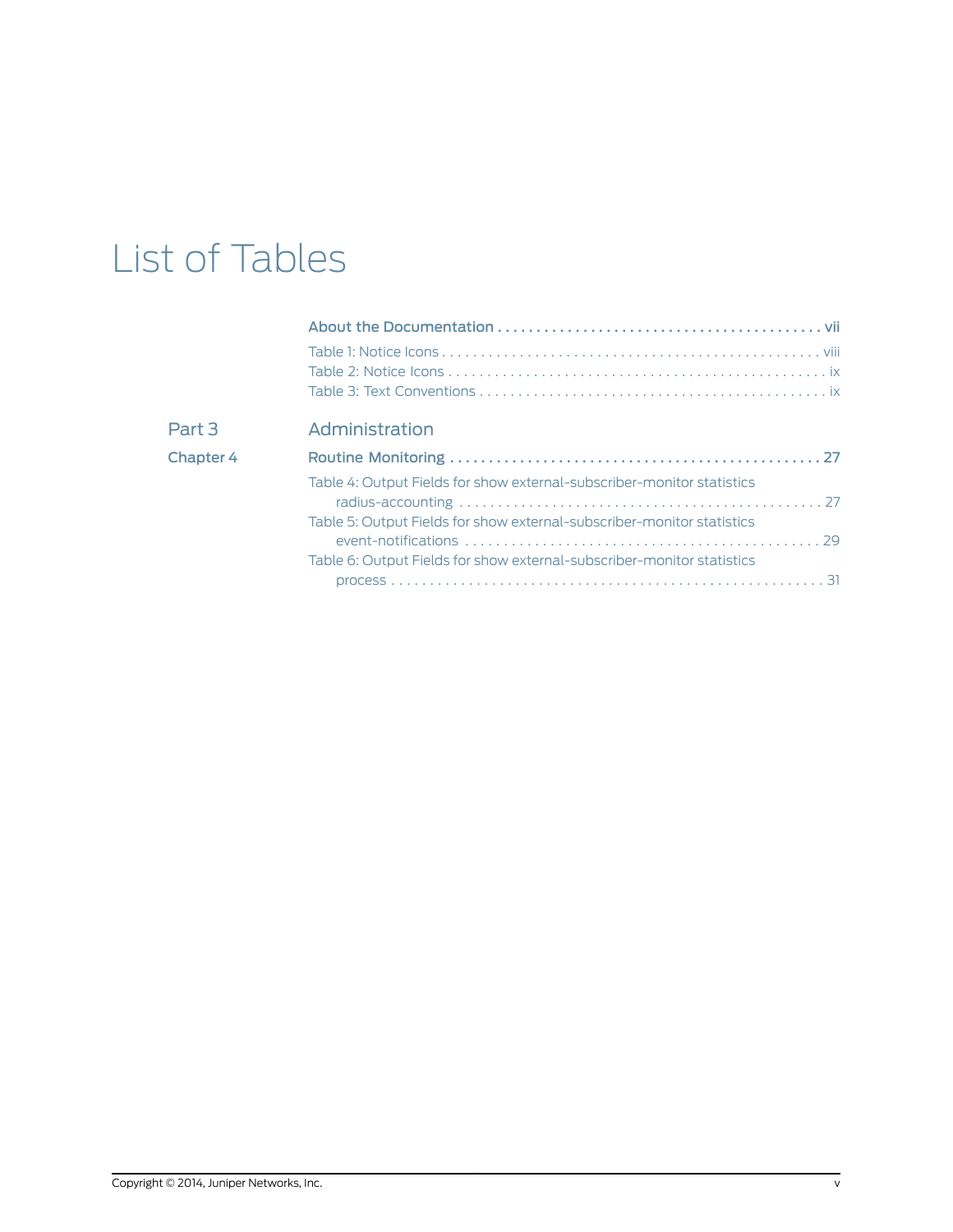# List of Tables

**About the Documentation . . . . . . . . . . . . . . . . . . . . . . . . . . . . . . . . . . . . . . . . . vii**

Table 1: Notice Icons . . . . . . . . . . . . . . . . . . . . . . . . . . . . . . . . . . . . . . . . . . . . . . . . viii
Table 2: Notice Icons . . . . . . . . . . . . . . . . . . . . . . . . . . . . . . . . . . . . . . . . . . . . . . . . ix
Table 3: Text Conventions . . . . . . . . . . . . . . . . . . . . . . . . . . . . . . . . . . . . . . . . . . . . ix

## Part 3 Administration

**Chapter 4 Routine Monitoring . . . . . . . . . . . . . . . . . . . . . . . . . . . . . . . . . . . . . . . . . . . . . . 27**

Table 4: Output Fields for show external-subscriber-monitor statistics radius-accounting . . . . . . . . . . . . . . . . . . . . . . . . . . . . . . . . . . . . . . . . . . . . . 27
Table 5: Output Fields for show external-subscriber-monitor statistics event-notifications . . . . . . . . . . . . . . . . . . . . . . . . . . . . . . . . . . . . . . . . . . . . 29
Table 6: Output Fields for show external-subscriber-monitor statistics process . . . . . . . . . . . . . . . . . . . . . . . . . . . . . . . . . . . . . . . . . . . . . . . . . . . . . 31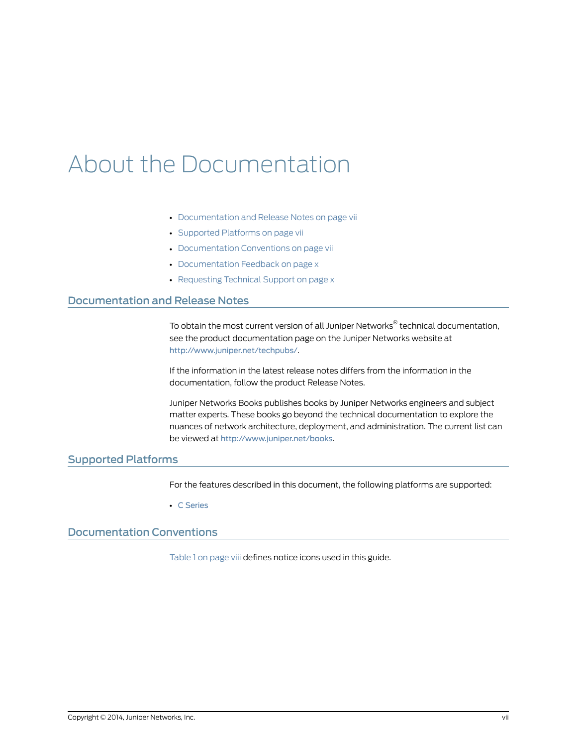# About the Documentation

- Documentation and Release Notes on page vii
- Supported Platforms on page vii
- Documentation Conventions on page vii
- Documentation Feedback on page x
- Requesting Technical Support on page x

## Documentation and Release Notes

To obtain the most current version of all Juniper Networks® technical documentation, see the product documentation page on the Juniper Networks website at http://www.juniper.net/techpubs/.

If the information in the latest release notes differs from the information in the documentation, follow the product Release Notes.

Juniper Networks Books publishes books by Juniper Networks engineers and subject matter experts. These books go beyond the technical documentation to explore the nuances of network architecture, deployment, and administration. The current list can be viewed at http://www.juniper.net/books.

## Supported Platforms

For the features described in this document, the following platforms are supported:

- C Series

## Documentation Conventions

Table 1 on page viii defines notice icons used in this guide.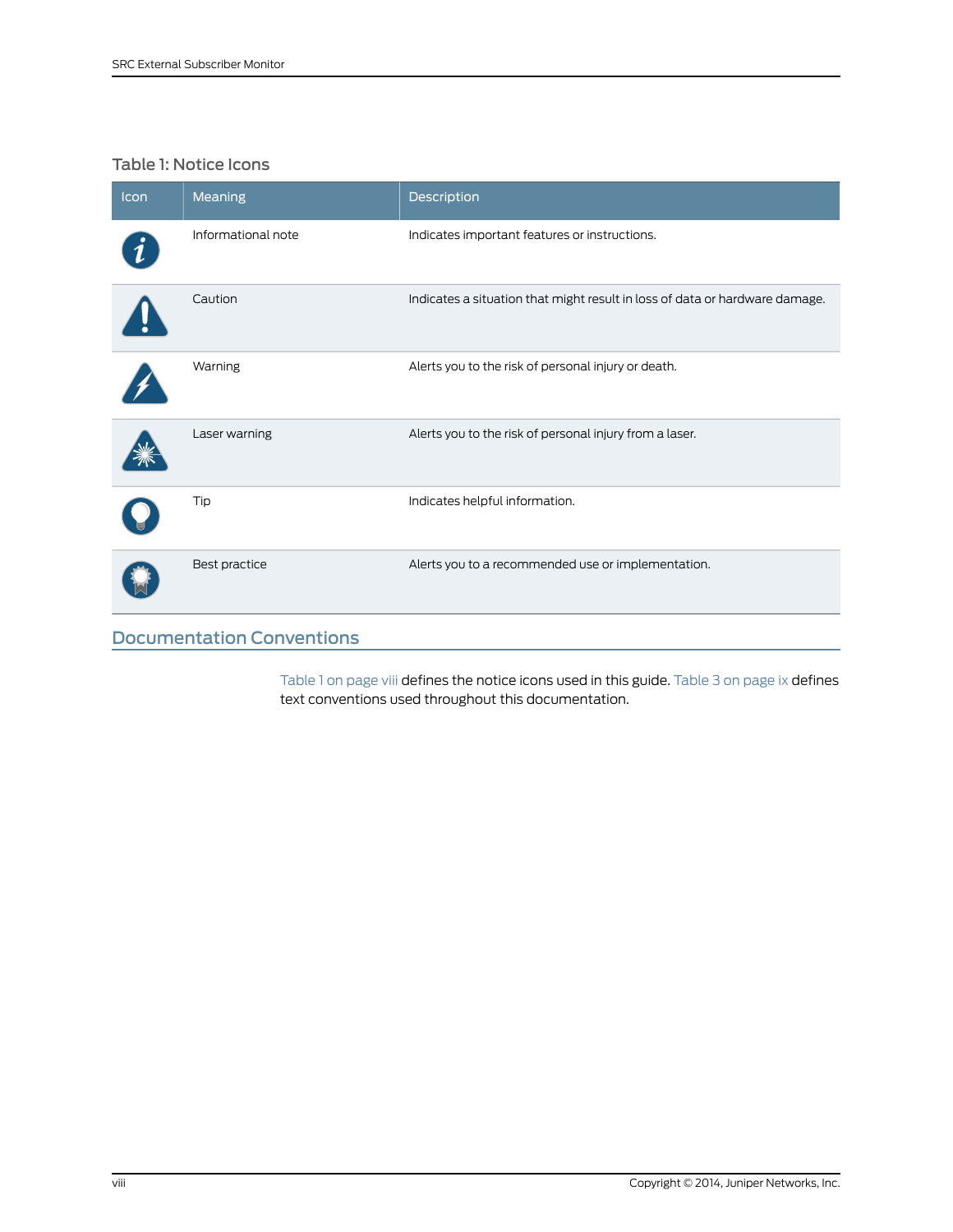Table 1: Notice Icons

| Icon | Meaning | Description |
|---|---|---|
| | Informational note | Indicates important features or instructions. |
| | Caution | Indicates a situation that might result in loss of data or hardware damage. |
| | Warning | Alerts you to the risk of personal injury or death. |
| | Laser warning | Alerts you to the risk of personal injury from a laser. |
| | Tip | Indicates helpful information. |
| | Best practice | Alerts you to a recommended use or implementation. |

## Documentation Conventions

Table 1 on page viii defines the notice icons used in this guide. Table 3 on page ix defines text conventions used throughout this documentation.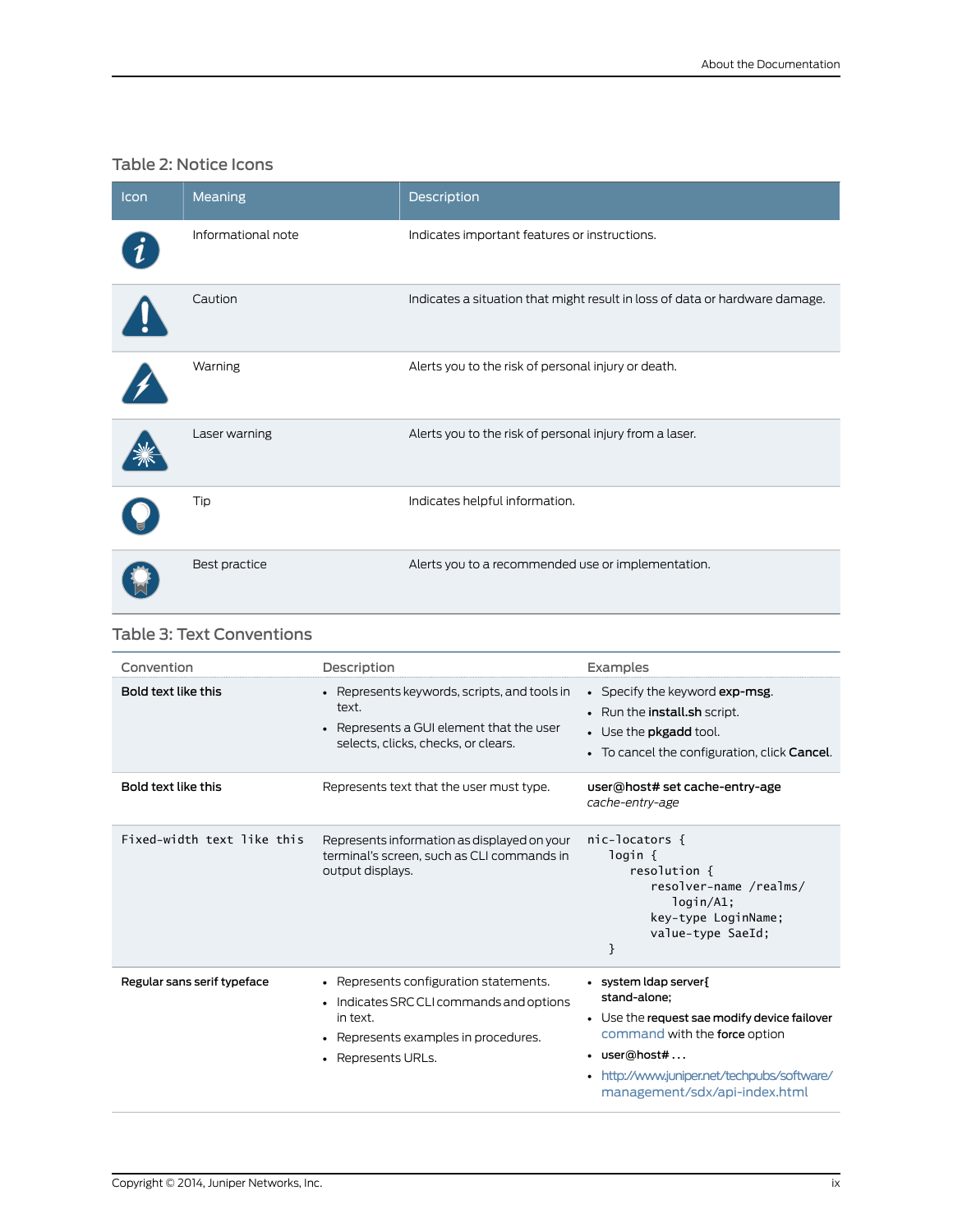## Table 2: Notice Icons

| Icon | Meaning | Description |
| --- | --- | --- |
| | Informational note | Indicates important features or instructions. |
| | Caution | Indicates a situation that might result in loss of data or hardware damage. |
| | Warning | Alerts you to the risk of personal injury or death. |
| | Laser warning | Alerts you to the risk of personal injury from a laser. |
| | Tip | Indicates helpful information. |
| | Best practice | Alerts you to a recommended use or implementation. |

## Table 3: Text Conventions

| Convention | Description | Examples |
| --- | --- | --- |
| **Bold text like this** | • Represents keywords, scripts, and tools in text.<br>• Represents a GUI element that the user selects, clicks, checks, or clears. | • Specify the keyword **exp-msg**.<br>• Run the **install.sh** script.<br>• Use the **pkgadd** tool.<br>• To cancel the configuration, click **Cancel**. |
| **Bold text like this** | Represents text that the user must type. | **user@host# set cache-entry-age** *cache-entry-age* |
| `Fixed-width text like this` | Represents information as displayed on your terminal's screen, such as CLI commands in output displays. | `nic-locators {`<br>`  login {`<br>`    resolution {`<br>`      resolver-name /realms/`<br>`        login/A1;`<br>`      key-type LoginName;`<br>`      value-type SaeId;`<br>`  }` |
| **Regular sans serif typeface** | • Represents configuration statements.<br>• Indicates SRC CLI commands and options in text.<br>• Represents examples in procedures.<br>• Represents URLs. | • **system ldap server{ stand-alone;**<br>• Use the **request sae modify device failover** command with the **force** option<br>• **user@host# . . .**<br>• http://www.juniper.net/techpubs/software/management/sdx/api-index.html |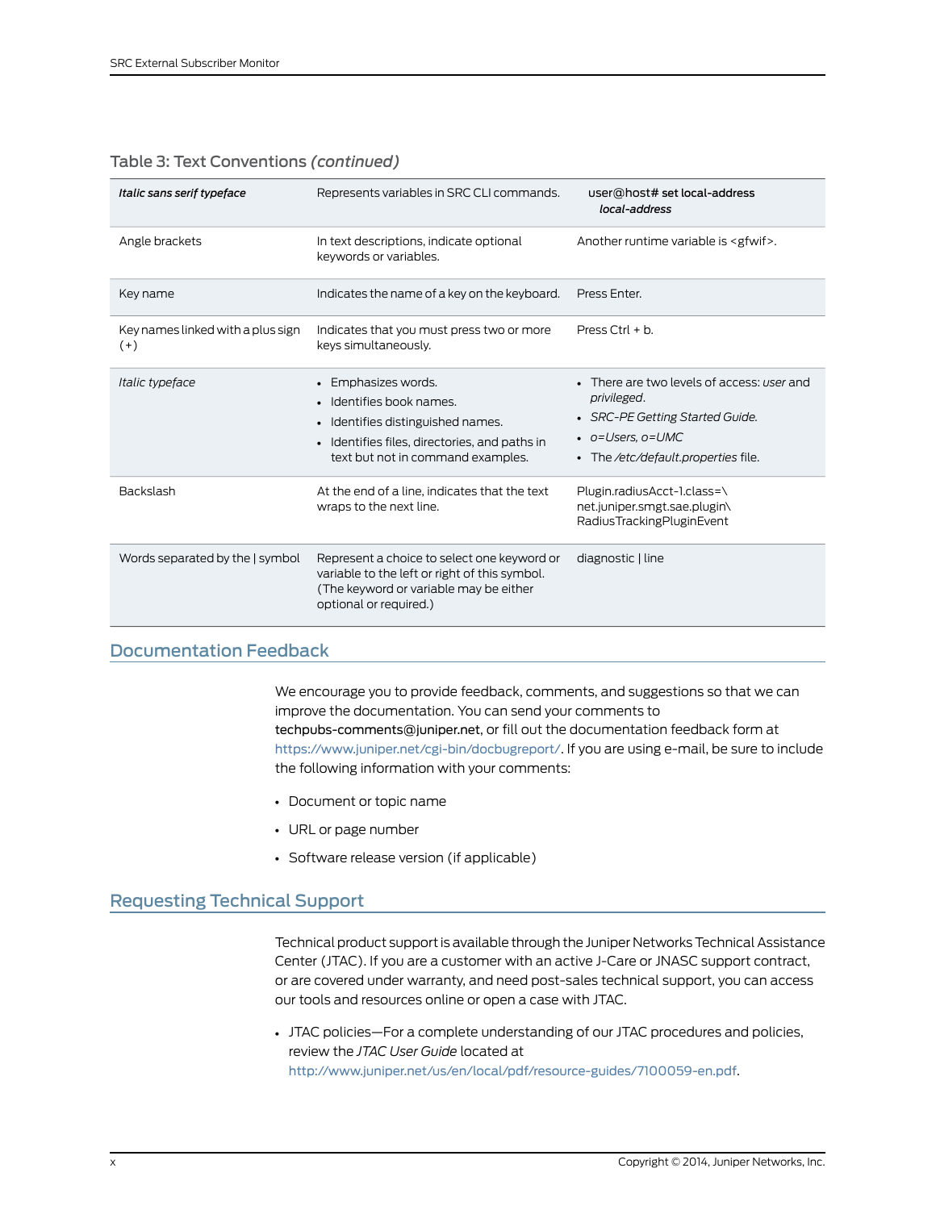Table 3: Text Conventions *(continued)*

| | | |
|---|---|---|
| *Italic sans serif typeface* | Represents variables in SRC CLI commands. | user@host# **set local-address** *local-address* |
| Angle brackets | In text descriptions, indicate optional keywords or variables. | Another runtime variable is <gfwif>. |
| Key name | Indicates the name of a key on the keyboard. | Press Enter. |
| Key names linked with a plus sign (+) | Indicates that you must press two or more keys simultaneously. | Press Ctrl + b. |
| *Italic typeface* | • Emphasizes words.<br>• Identifies book names.<br>• Identifies distinguished names.<br>• Identifies files, directories, and paths in text but not in command examples. | • There are two levels of access: *user* and *privileged*.<br>• *SRC-PE Getting Started Guide.*<br>• *o=Users, o=UMC*<br>• The */etc/default.properties* file. |
| Backslash | At the end of a line, indicates that the text wraps to the next line. | Plugin.radiusAcct-1.class=\ net.juniper.smgt.sae.plugin\ RadiusTrackingPluginEvent |
| Words separated by the \| symbol | Represent a choice to select one keyword or variable to the left or right of this symbol. (The keyword or variable may be either optional or required.) | diagnostic \| line |

## Documentation Feedback

We encourage you to provide feedback, comments, and suggestions so that we can improve the documentation. You can send your comments to techpubs-comments@juniper.net, or fill out the documentation feedback form at https://www.juniper.net/cgi-bin/docbugreport/. If you are using e-mail, be sure to include the following information with your comments:

- Document or topic name
- URL or page number
- Software release version (if applicable)

## Requesting Technical Support

Technical product support is available through the Juniper Networks Technical Assistance Center (JTAC). If you are a customer with an active J-Care or JNASC support contract, or are covered under warranty, and need post-sales technical support, you can access our tools and resources online or open a case with JTAC.

- JTAC policies—For a complete understanding of our JTAC procedures and policies, review the *JTAC User Guide* located at http://www.juniper.net/us/en/local/pdf/resource-guides/7100059-en.pdf.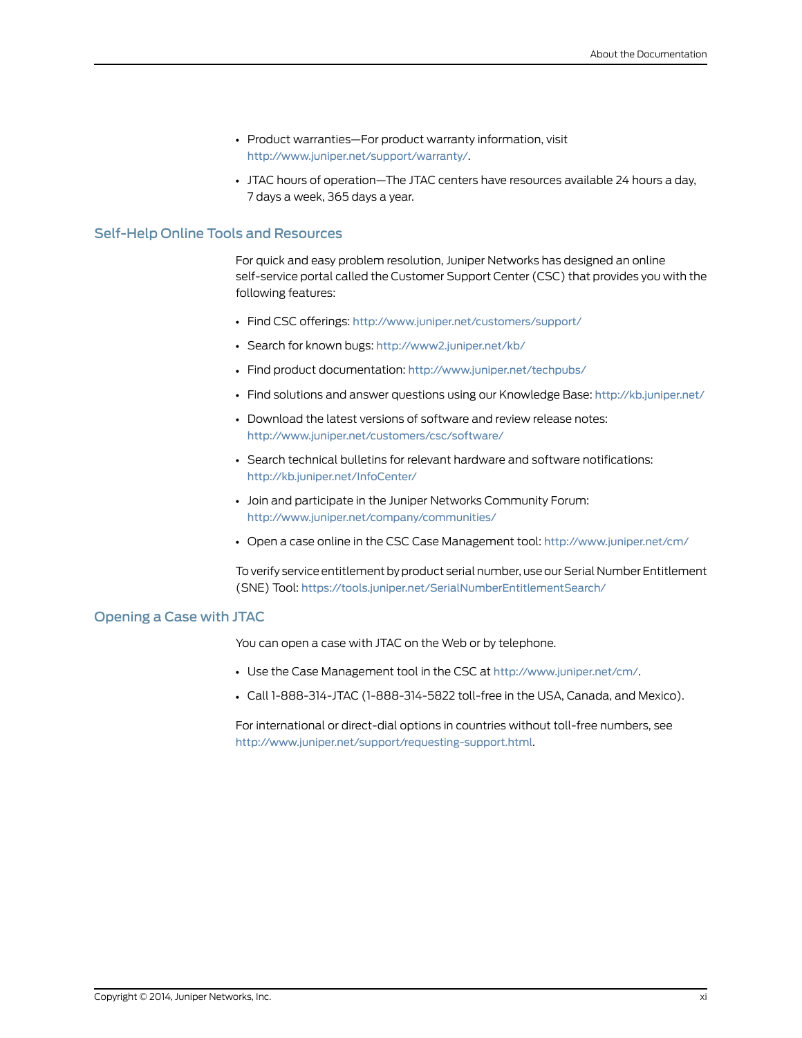- Product warranties—For product warranty information, visit http://www.juniper.net/support/warranty/.
- JTAC hours of operation—The JTAC centers have resources available 24 hours a day, 7 days a week, 365 days a year.

## Self-Help Online Tools and Resources

For quick and easy problem resolution, Juniper Networks has designed an online self-service portal called the Customer Support Center (CSC) that provides you with the following features:

- Find CSC offerings: http://www.juniper.net/customers/support/
- Search for known bugs: http://www2.juniper.net/kb/
- Find product documentation: http://www.juniper.net/techpubs/
- Find solutions and answer questions using our Knowledge Base: http://kb.juniper.net/
- Download the latest versions of software and review release notes: http://www.juniper.net/customers/csc/software/
- Search technical bulletins for relevant hardware and software notifications: http://kb.juniper.net/InfoCenter/
- Join and participate in the Juniper Networks Community Forum: http://www.juniper.net/company/communities/
- Open a case online in the CSC Case Management tool: http://www.juniper.net/cm/

To verify service entitlement by product serial number, use our Serial Number Entitlement (SNE) Tool: https://tools.juniper.net/SerialNumberEntitlementSearch/

## Opening a Case with JTAC

You can open a case with JTAC on the Web or by telephone.

- Use the Case Management tool in the CSC at http://www.juniper.net/cm/.
- Call 1-888-314-JTAC (1-888-314-5822 toll-free in the USA, Canada, and Mexico).

For international or direct-dial options in countries without toll-free numbers, see http://www.juniper.net/support/requesting-support.html.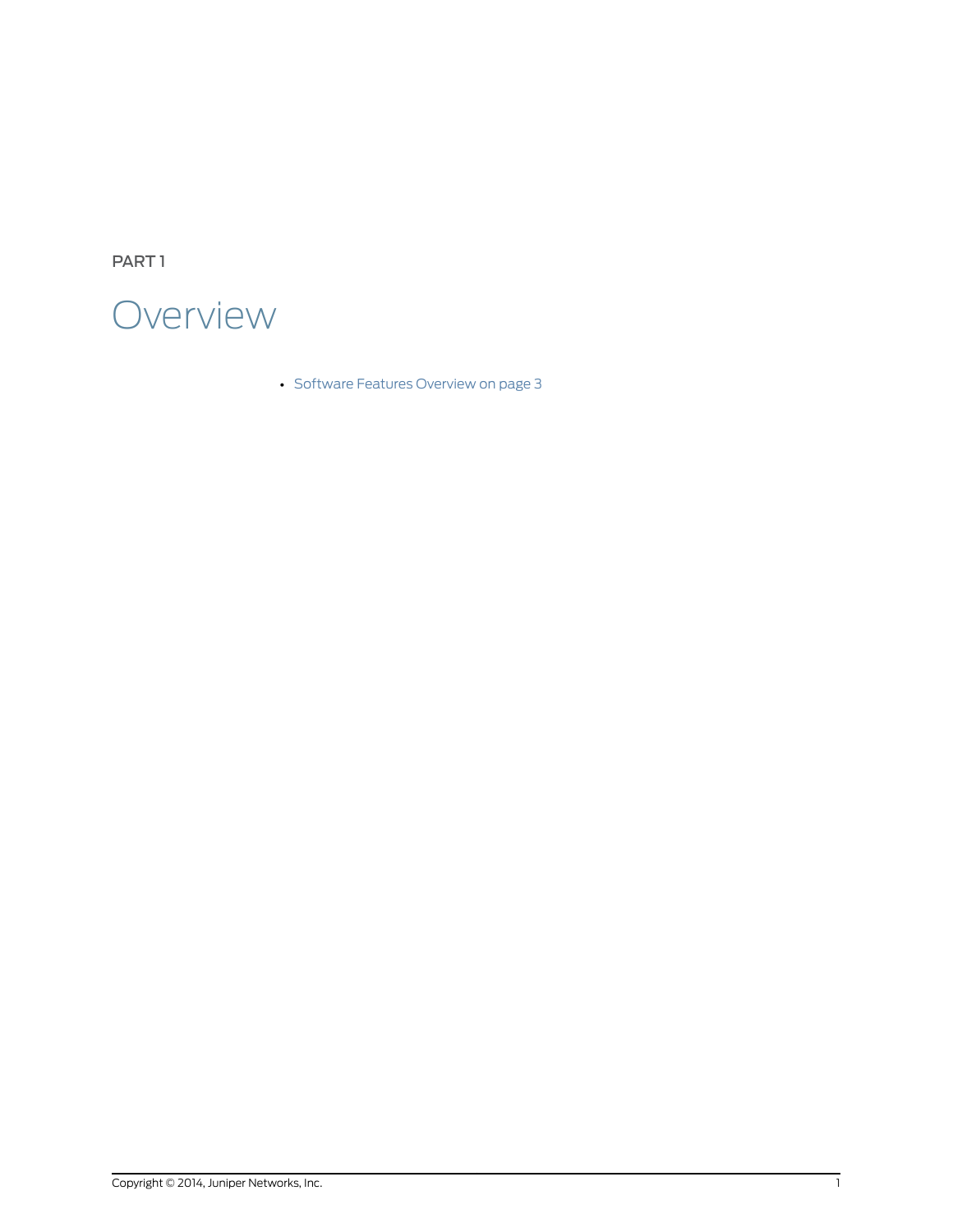PART 1

# Overview

- Software Features Overview on page 3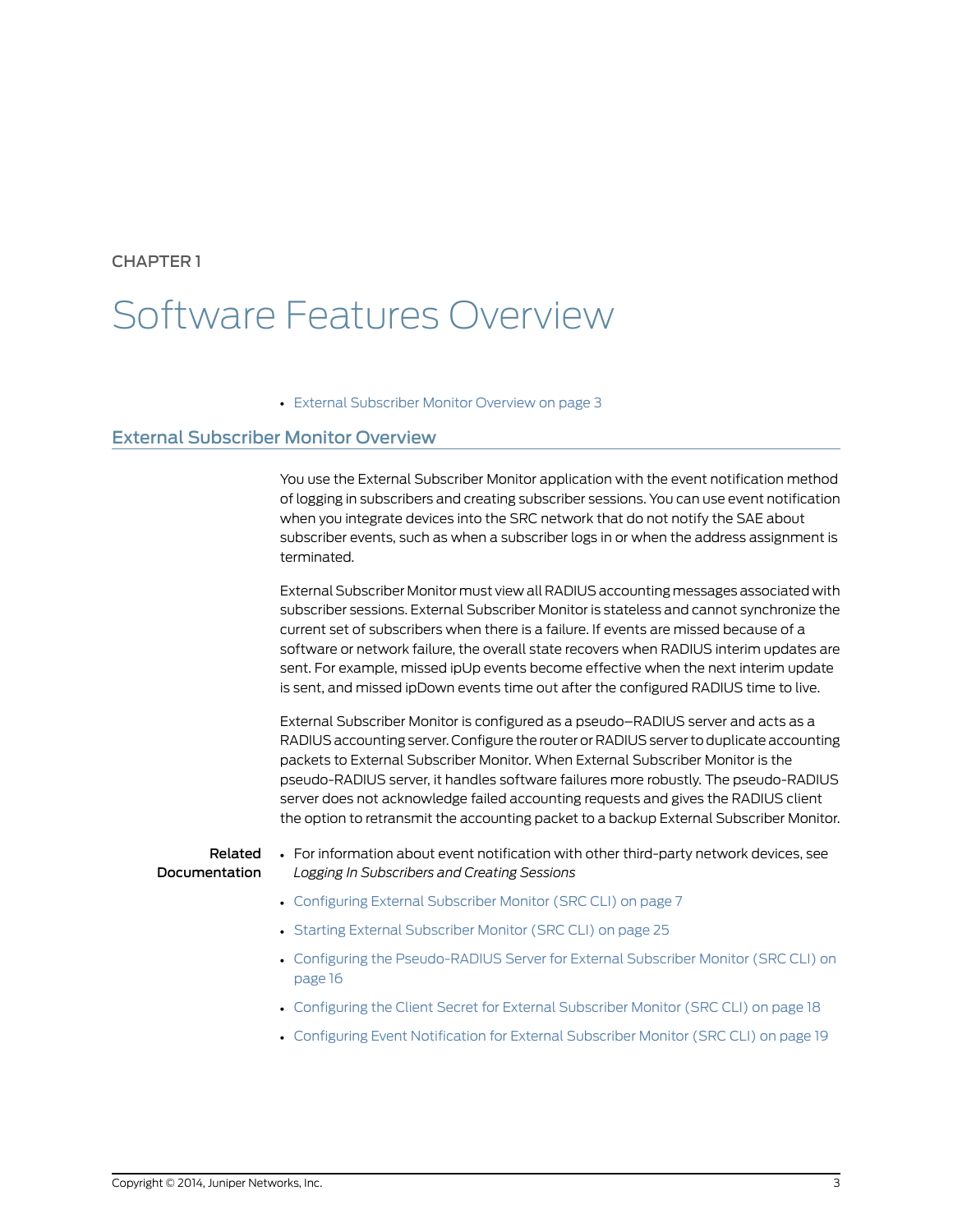CHAPTER 1

# Software Features Overview

- External Subscriber Monitor Overview on page 3

## External Subscriber Monitor Overview

You use the External Subscriber Monitor application with the event notification method of logging in subscribers and creating subscriber sessions. You can use event notification when you integrate devices into the SRC network that do not notify the SAE about subscriber events, such as when a subscriber logs in or when the address assignment is terminated.

External Subscriber Monitor must view all RADIUS accounting messages associated with subscriber sessions. External Subscriber Monitor is stateless and cannot synchronize the current set of subscribers when there is a failure. If events are missed because of a software or network failure, the overall state recovers when RADIUS interim updates are sent. For example, missed ipUp events become effective when the next interim update is sent, and missed ipDown events time out after the configured RADIUS time to live.

External Subscriber Monitor is configured as a pseudo–RADIUS server and acts as a RADIUS accounting server. Configure the router or RADIUS server to duplicate accounting packets to External Subscriber Monitor. When External Subscriber Monitor is the pseudo-RADIUS server, it handles software failures more robustly. The pseudo-RADIUS server does not acknowledge failed accounting requests and gives the RADIUS client the option to retransmit the accounting packet to a backup External Subscriber Monitor.

**Related Documentation**

- For information about event notification with other third-party network devices, see *Logging In Subscribers and Creating Sessions*
- Configuring External Subscriber Monitor (SRC CLI) on page 7
- Starting External Subscriber Monitor (SRC CLI) on page 25
- Configuring the Pseudo-RADIUS Server for External Subscriber Monitor (SRC CLI) on page 16
- Configuring the Client Secret for External Subscriber Monitor (SRC CLI) on page 18
- Configuring Event Notification for External Subscriber Monitor (SRC CLI) on page 19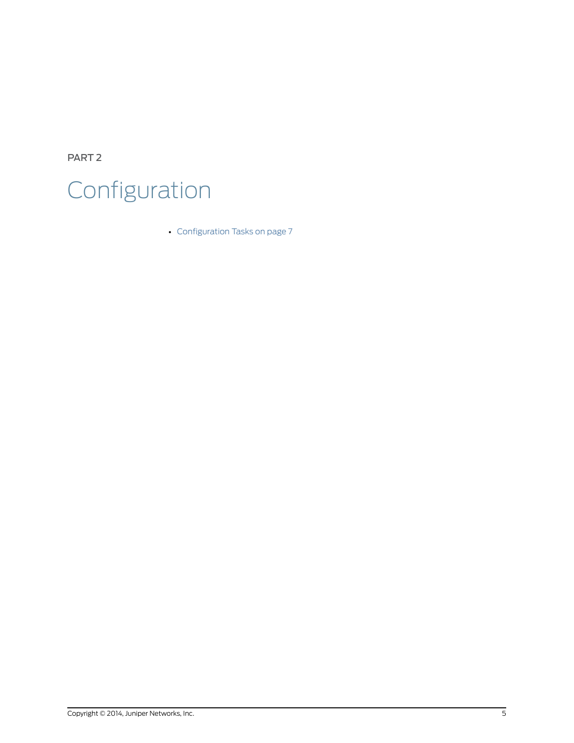PART 2

# Configuration

- Configuration Tasks on page 7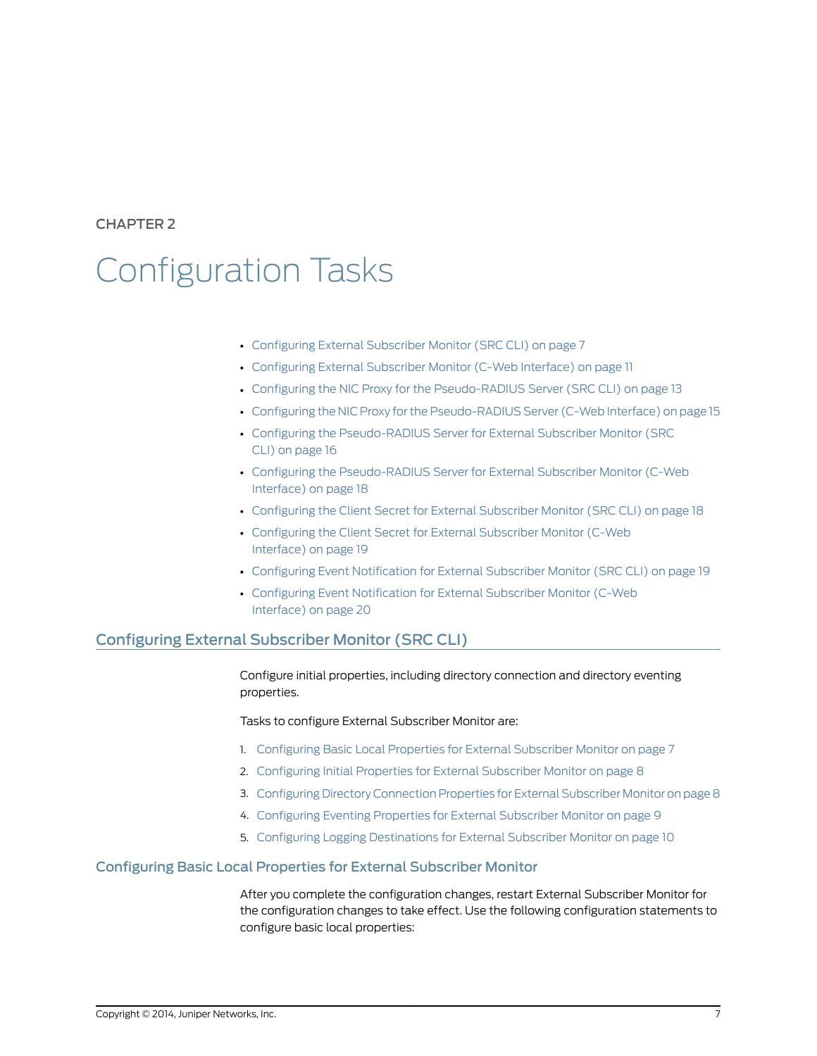CHAPTER 2

# Configuration Tasks

- Configuring External Subscriber Monitor (SRC CLI) on page 7
- Configuring External Subscriber Monitor (C-Web Interface) on page 11
- Configuring the NIC Proxy for the Pseudo-RADIUS Server (SRC CLI) on page 13
- Configuring the NIC Proxy for the Pseudo-RADIUS Server (C-Web Interface) on page 15
- Configuring the Pseudo-RADIUS Server for External Subscriber Monitor (SRC CLI) on page 16
- Configuring the Pseudo-RADIUS Server for External Subscriber Monitor (C-Web Interface) on page 18
- Configuring the Client Secret for External Subscriber Monitor (SRC CLI) on page 18
- Configuring the Client Secret for External Subscriber Monitor (C-Web Interface) on page 19
- Configuring Event Notification for External Subscriber Monitor (SRC CLI) on page 19
- Configuring Event Notification for External Subscriber Monitor (C-Web Interface) on page 20

## Configuring External Subscriber Monitor (SRC CLI)

Configure initial properties, including directory connection and directory eventing properties.

Tasks to configure External Subscriber Monitor are:

1. Configuring Basic Local Properties for External Subscriber Monitor on page 7
2. Configuring Initial Properties for External Subscriber Monitor on page 8
3. Configuring Directory Connection Properties for External Subscriber Monitor on page 8
4. Configuring Eventing Properties for External Subscriber Monitor on page 9
5. Configuring Logging Destinations for External Subscriber Monitor on page 10

### Configuring Basic Local Properties for External Subscriber Monitor

After you complete the configuration changes, restart External Subscriber Monitor for the configuration changes to take effect. Use the following configuration statements to configure basic local properties: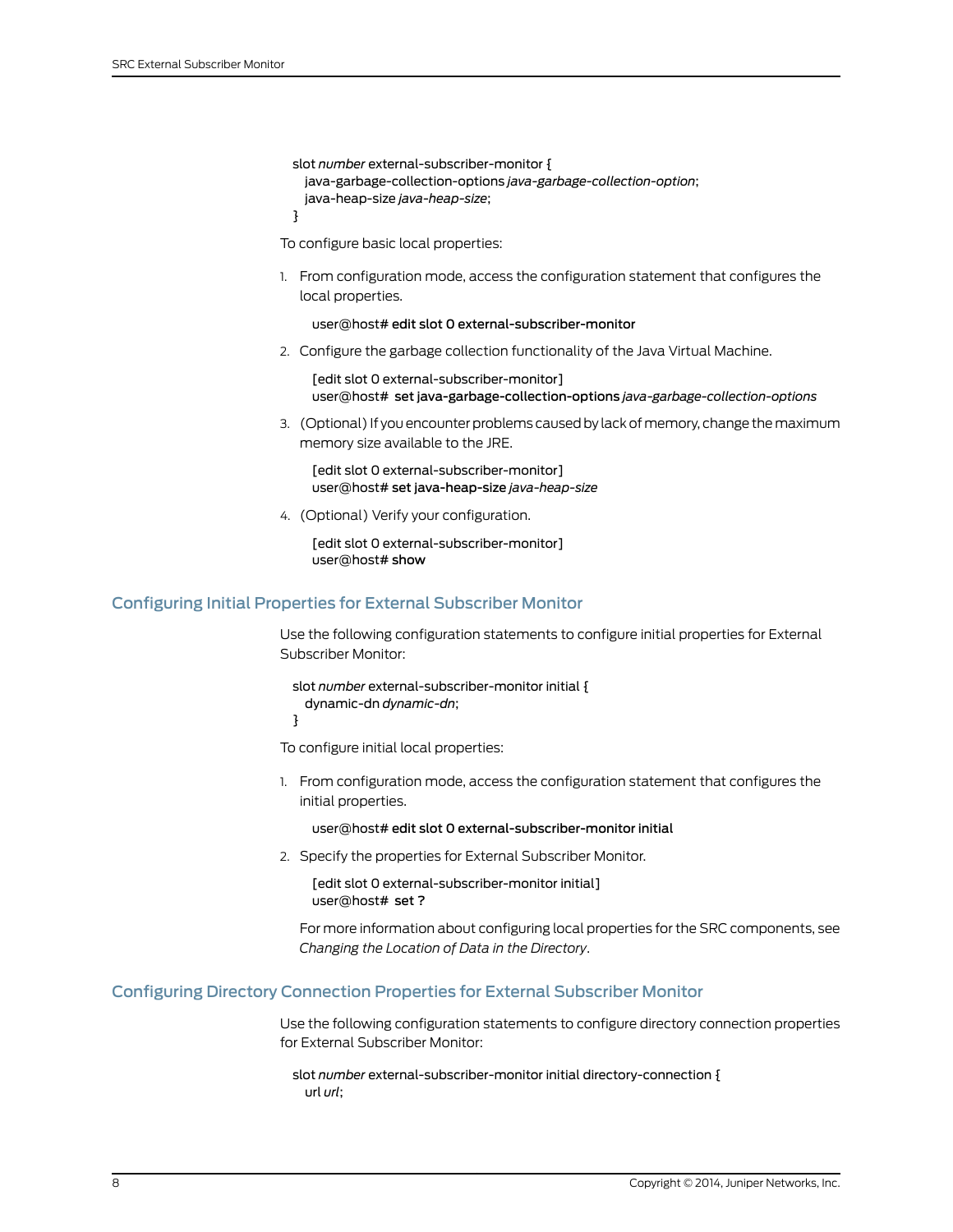```
slot number external-subscriber-monitor {
  java-garbage-collection-options java-garbage-collection-option;
  java-heap-size java-heap-size;
}
```

To configure basic local properties:

1. From configuration mode, access the configuration statement that configures the local properties.

   ```
   user@host# edit slot 0 external-subscriber-monitor
   ```

2. Configure the garbage collection functionality of the Java Virtual Machine.

   ```
   [edit slot 0 external-subscriber-monitor]
   user@host#  set java-garbage-collection-options java-garbage-collection-options
   ```

3. (Optional) If you encounter problems caused by lack of memory, change the maximum memory size available to the JRE.

   ```
   [edit slot 0 external-subscriber-monitor]
   user@host# set java-heap-size java-heap-size
   ```

4. (Optional) Verify your configuration.

   ```
   [edit slot 0 external-subscriber-monitor]
   user@host# show
   ```

## Configuring Initial Properties for External Subscriber Monitor

Use the following configuration statements to configure initial properties for External Subscriber Monitor:

```
slot number external-subscriber-monitor initial {
  dynamic-dn dynamic-dn;
}
```

To configure initial local properties:

1. From configuration mode, access the configuration statement that configures the initial properties.

   ```
   user@host# edit slot 0 external-subscriber-monitor initial
   ```

2. Specify the properties for External Subscriber Monitor.

   ```
   [edit slot 0 external-subscriber-monitor initial]
   user@host#  set ?
   ```

   For more information about configuring local properties for the SRC components, see *Changing the Location of Data in the Directory*.

## Configuring Directory Connection Properties for External Subscriber Monitor

Use the following configuration statements to configure directory connection properties for External Subscriber Monitor:

```
slot number external-subscriber-monitor initial directory-connection {
  url url;
```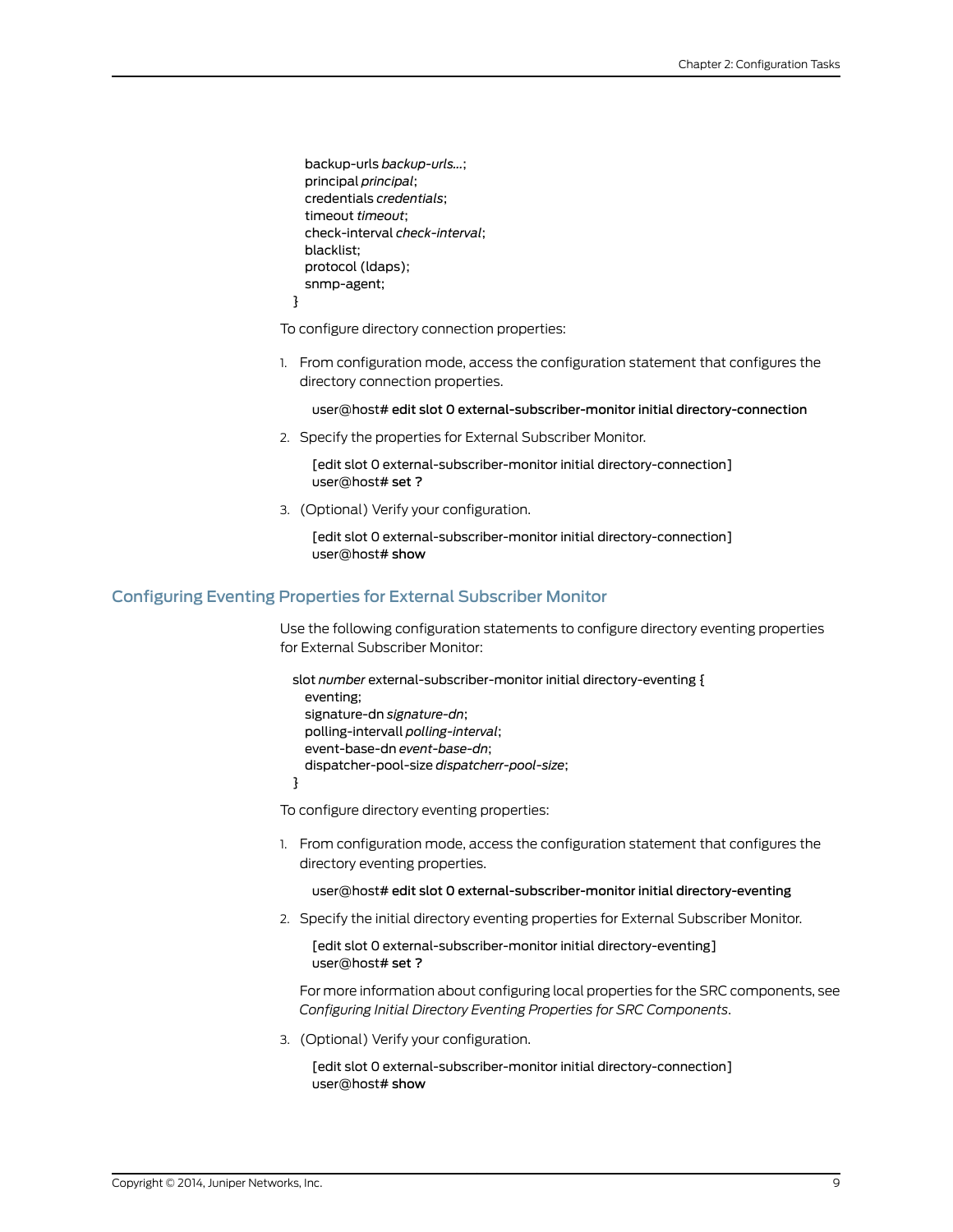```
    backup-urls backup-urls...;
    principal principal;
    credentials credentials;
    timeout timeout;
    check-interval check-interval;
    blacklist;
    protocol (ldaps);
    snmp-agent;
}
```

To configure directory connection properties:

1. From configuration mode, access the configuration statement that configures the directory connection properties.

   ```
   user@host# edit slot 0 external-subscriber-monitor initial directory-connection
   ```

2. Specify the properties for External Subscriber Monitor.

   ```
   [edit slot 0 external-subscriber-monitor initial directory-connection]
   user@host# set ?
   ```

3. (Optional) Verify your configuration.

   ```
   [edit slot 0 external-subscriber-monitor initial directory-connection]
   user@host# show
   ```

## Configuring Eventing Properties for External Subscriber Monitor

Use the following configuration statements to configure directory eventing properties for External Subscriber Monitor:

```
slot number external-subscriber-monitor initial directory-eventing {
    eventing;
    signature-dn signature-dn;
    polling-intervall polling-interval;
    event-base-dn event-base-dn;
    dispatcher-pool-size dispatcherr-pool-size;
}
```

To configure directory eventing properties:

1. From configuration mode, access the configuration statement that configures the directory eventing properties.

   ```
   user@host# edit slot 0 external-subscriber-monitor initial directory-eventing
   ```

2. Specify the initial directory eventing properties for External Subscriber Monitor.

   ```
   [edit slot 0 external-subscriber-monitor initial directory-eventing]
   user@host# set ?
   ```

   For more information about configuring local properties for the SRC components, see *Configuring Initial Directory Eventing Properties for SRC Components*.

3. (Optional) Verify your configuration.

   ```
   [edit slot 0 external-subscriber-monitor initial directory-connection]
   user@host# show
   ```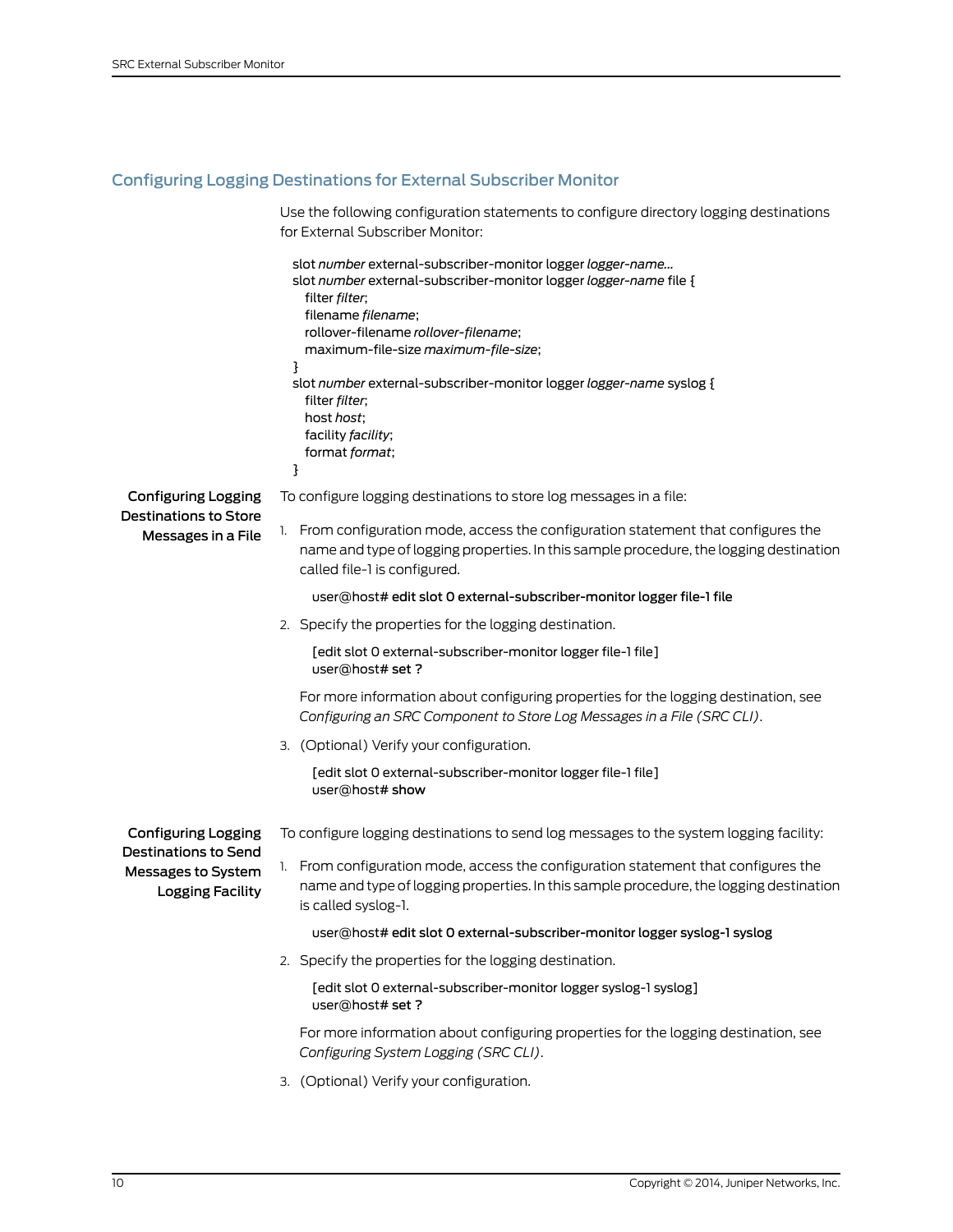## Configuring Logging Destinations for External Subscriber Monitor

Use the following configuration statements to configure directory logging destinations for External Subscriber Monitor:

```
slot number external-subscriber-monitor logger logger-name...
slot number external-subscriber-monitor logger logger-name file {
   filter filter;
   filename filename;
   rollover-filename rollover-filename;
   maximum-file-size maximum-file-size;
}
slot number external-subscriber-monitor logger logger-name syslog {
   filter filter;
   host host;
   facility facility;
   format format;
}
```

### Configuring Logging Destinations to Store Messages in a File

To configure logging destinations to store log messages in a file:

1. From configuration mode, access the configuration statement that configures the name and type of logging properties. In this sample procedure, the logging destination called file-1 is configured.

   ```
   user@host# edit slot 0 external-subscriber-monitor logger file-1 file
   ```

2. Specify the properties for the logging destination.

   ```
   [edit slot 0 external-subscriber-monitor logger file-1 file]
   user@host# set ?
   ```

   For more information about configuring properties for the logging destination, see *Configuring an SRC Component to Store Log Messages in a File (SRC CLI)*.

3. (Optional) Verify your configuration.

   ```
   [edit slot 0 external-subscriber-monitor logger file-1 file]
   user@host# show
   ```

### Configuring Logging Destinations to Send Messages to System Logging Facility

To configure logging destinations to send log messages to the system logging facility:

1. From configuration mode, access the configuration statement that configures the name and type of logging properties. In this sample procedure, the logging destination is called syslog-1.

   ```
   user@host# edit slot 0 external-subscriber-monitor logger syslog-1 syslog
   ```

2. Specify the properties for the logging destination.

   ```
   [edit slot 0 external-subscriber-monitor logger syslog-1 syslog]
   user@host# set ?
   ```

   For more information about configuring properties for the logging destination, see *Configuring System Logging (SRC CLI)*.

3. (Optional) Verify your configuration.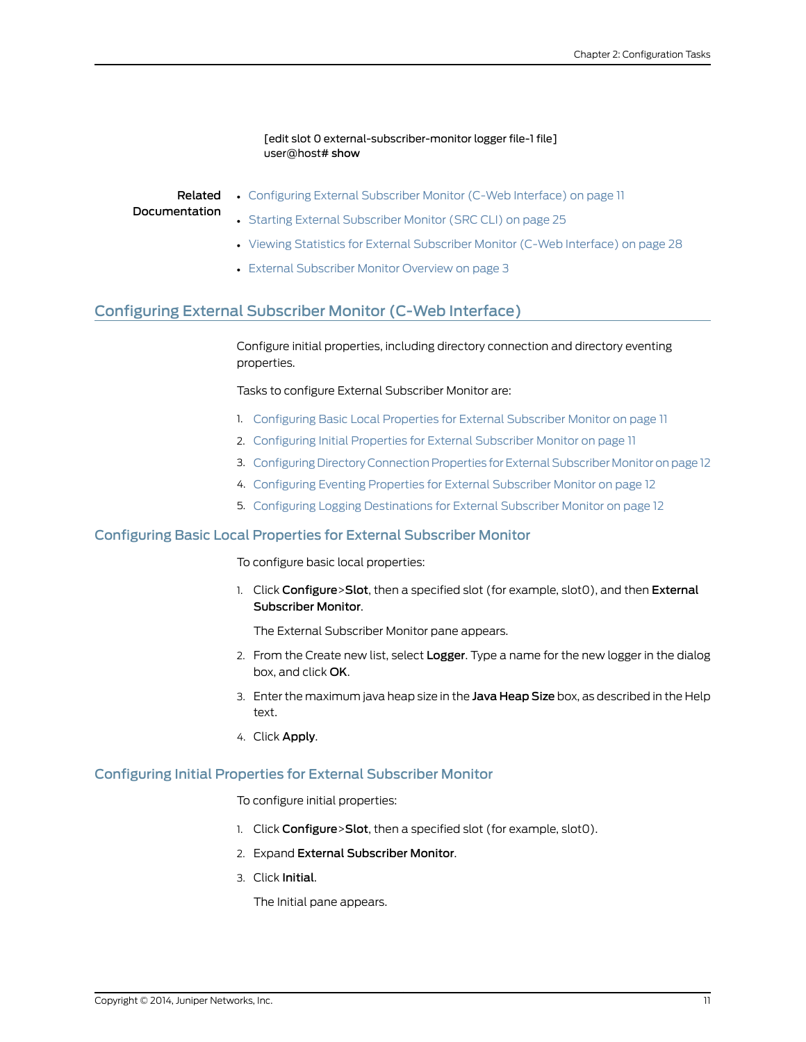```
[edit slot 0 external-subscriber-monitor logger file-1 file]
user@host# show
```

**Related Documentation**

- Configuring External Subscriber Monitor (C-Web Interface) on page 11
- Starting External Subscriber Monitor (SRC CLI) on page 25
- Viewing Statistics for External Subscriber Monitor (C-Web Interface) on page 28
- External Subscriber Monitor Overview on page 3

## Configuring External Subscriber Monitor (C-Web Interface)

Configure initial properties, including directory connection and directory eventing properties.

Tasks to configure External Subscriber Monitor are:

1. Configuring Basic Local Properties for External Subscriber Monitor on page 11
2. Configuring Initial Properties for External Subscriber Monitor on page 11
3. Configuring Directory Connection Properties for External Subscriber Monitor on page 12
4. Configuring Eventing Properties for External Subscriber Monitor on page 12
5. Configuring Logging Destinations for External Subscriber Monitor on page 12

### Configuring Basic Local Properties for External Subscriber Monitor

To configure basic local properties:

1. Click **Configure**>**Slot**, then a specified slot (for example, slot0), and then **External Subscriber Monitor**.

   The External Subscriber Monitor pane appears.

2. From the Create new list, select **Logger**. Type a name for the new logger in the dialog box, and click **OK**.
3. Enter the maximum java heap size in the **Java Heap Size** box, as described in the Help text.
4. Click **Apply**.

### Configuring Initial Properties for External Subscriber Monitor

To configure initial properties:

1. Click **Configure**>**Slot**, then a specified slot (for example, slot0).
2. Expand **External Subscriber Monitor**.
3. Click **Initial**.

   The Initial pane appears.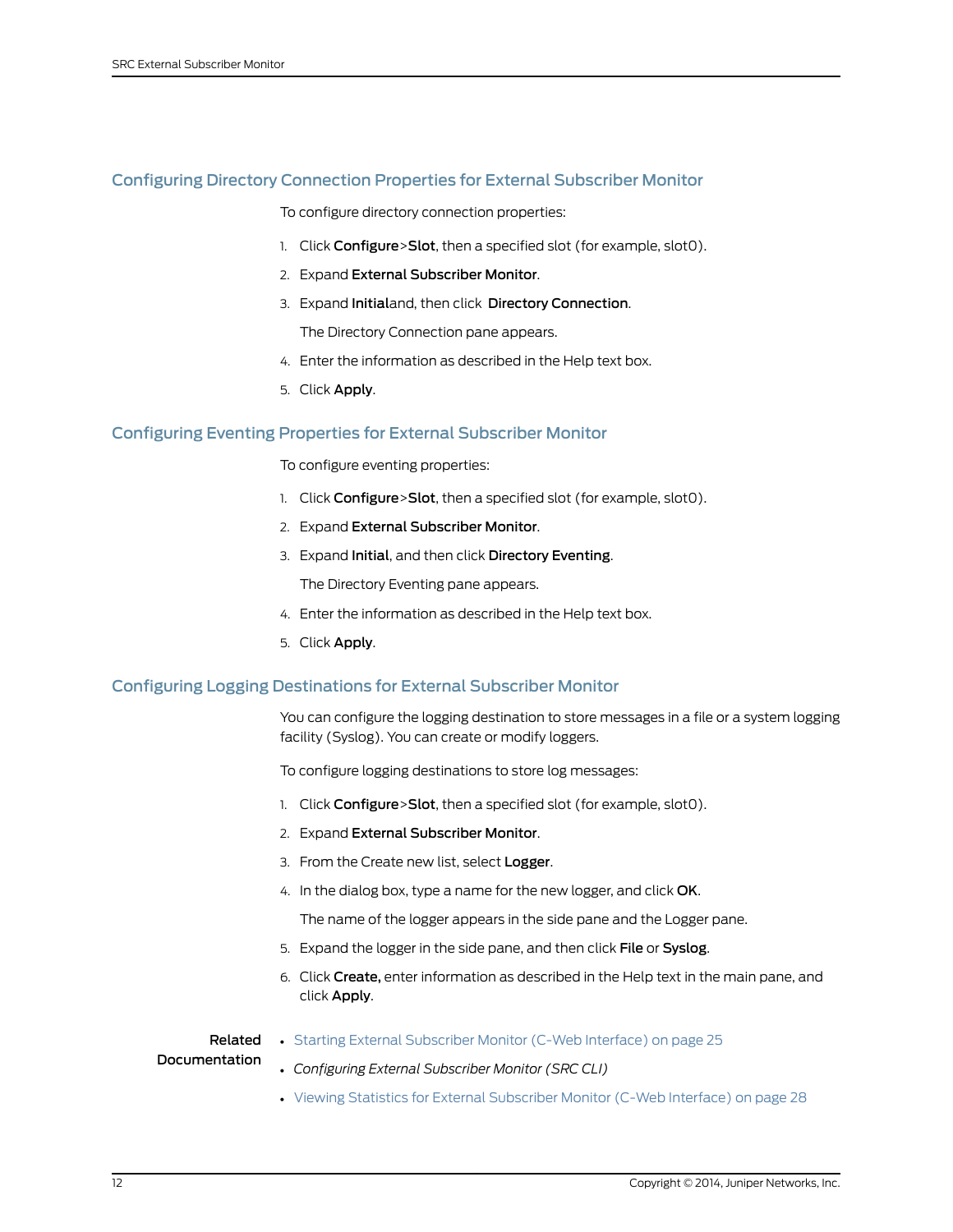## Configuring Directory Connection Properties for External Subscriber Monitor

To configure directory connection properties:

1. Click **Configure**>**Slot**, then a specified slot (for example, slot0).
2. Expand **External Subscriber Monitor**.
3. Expand **Initial**and, then click **Directory Connection**.

   The Directory Connection pane appears.
4. Enter the information as described in the Help text box.
5. Click **Apply**.

## Configuring Eventing Properties for External Subscriber Monitor

To configure eventing properties:

1. Click **Configure**>**Slot**, then a specified slot (for example, slot0).
2. Expand **External Subscriber Monitor**.
3. Expand **Initial**, and then click **Directory Eventing**.

   The Directory Eventing pane appears.
4. Enter the information as described in the Help text box.
5. Click **Apply**.

## Configuring Logging Destinations for External Subscriber Monitor

You can configure the logging destination to store messages in a file or a system logging facility (Syslog). You can create or modify loggers.

To configure logging destinations to store log messages:

1. Click **Configure**>**Slot**, then a specified slot (for example, slot0).
2. Expand **External Subscriber Monitor**.
3. From the Create new list, select **Logger**.
4. In the dialog box, type a name for the new logger, and click **OK**.

   The name of the logger appears in the side pane and the Logger pane.
5. Expand the logger in the side pane, and then click **File** or **Syslog**.
6. Click **Create,** enter information as described in the Help text in the main pane, and click **Apply**.

**Related Documentation**

- Starting External Subscriber Monitor (C-Web Interface) on page 25
- *Configuring External Subscriber Monitor (SRC CLI)*
- Viewing Statistics for External Subscriber Monitor (C-Web Interface) on page 28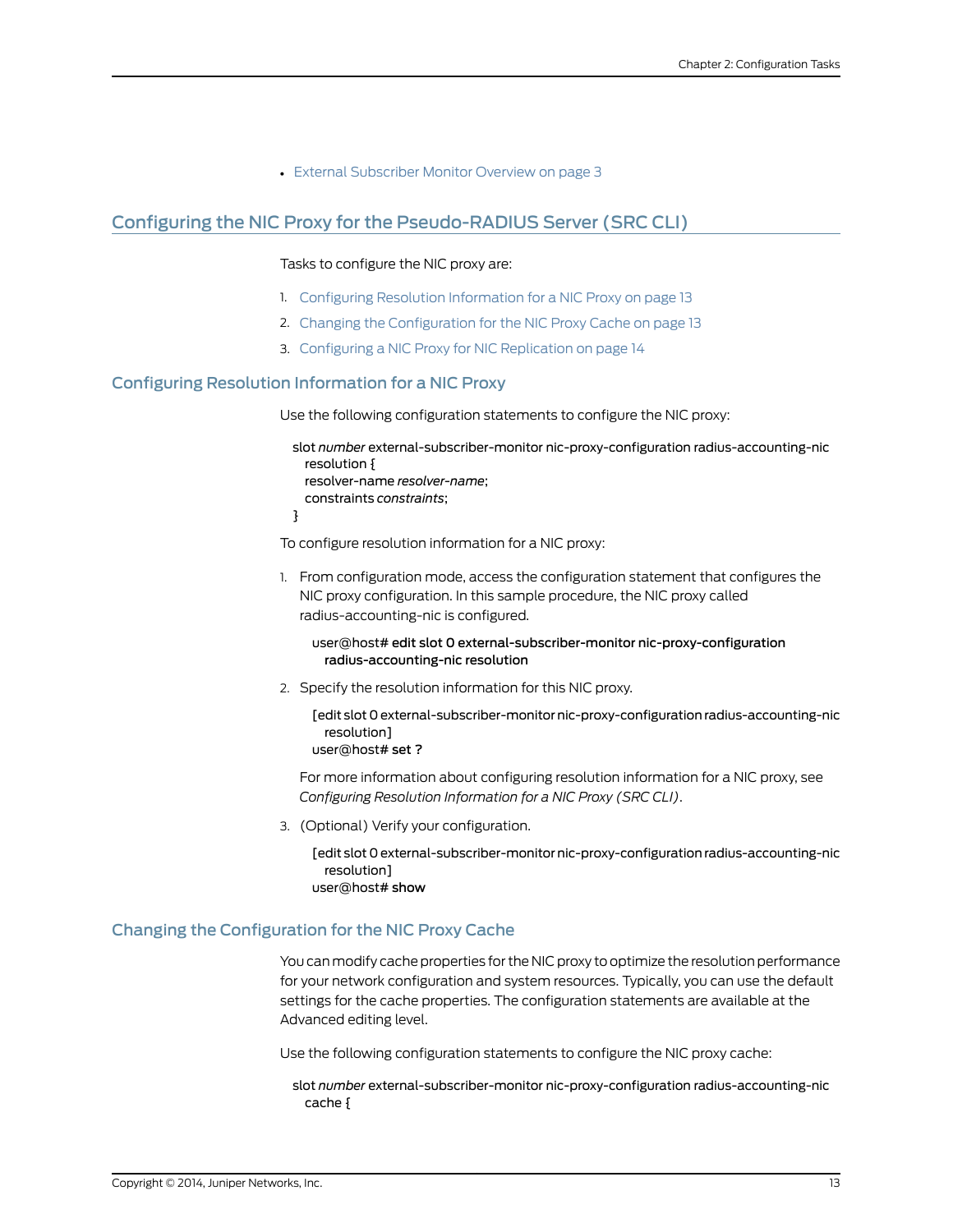- External Subscriber Monitor Overview on page 3

## Configuring the NIC Proxy for the Pseudo-RADIUS Server (SRC CLI)

Tasks to configure the NIC proxy are:

1. Configuring Resolution Information for a NIC Proxy on page 13
2. Changing the Configuration for the NIC Proxy Cache on page 13
3. Configuring a NIC Proxy for NIC Replication on page 14

### Configuring Resolution Information for a NIC Proxy

Use the following configuration statements to configure the NIC proxy:

```
slot number external-subscriber-monitor nic-proxy-configuration radius-accounting-nic
  resolution {
  resolver-name resolver-name;
  constraints constraints;
}
```

To configure resolution information for a NIC proxy:

1. From configuration mode, access the configuration statement that configures the NIC proxy configuration. In this sample procedure, the NIC proxy called radius-accounting-nic is configured.

   ```
   user@host# edit slot 0 external-subscriber-monitor nic-proxy-configuration
     radius-accounting-nic resolution
   ```

2. Specify the resolution information for this NIC proxy.

   ```
   [edit slot 0 external-subscriber-monitor nic-proxy-configuration radius-accounting-nic
     resolution]
   user@host# set ?
   ```

   For more information about configuring resolution information for a NIC proxy, see *Configuring Resolution Information for a NIC Proxy (SRC CLI)*.

3. (Optional) Verify your configuration.

   ```
   [edit slot 0 external-subscriber-monitor nic-proxy-configuration radius-accounting-nic
     resolution]
   user@host# show
   ```

### Changing the Configuration for the NIC Proxy Cache

You can modify cache properties for the NIC proxy to optimize the resolution performance for your network configuration and system resources. Typically, you can use the default settings for the cache properties. The configuration statements are available at the Advanced editing level.

Use the following configuration statements to configure the NIC proxy cache:

```
slot number external-subscriber-monitor nic-proxy-configuration radius-accounting-nic
  cache {
```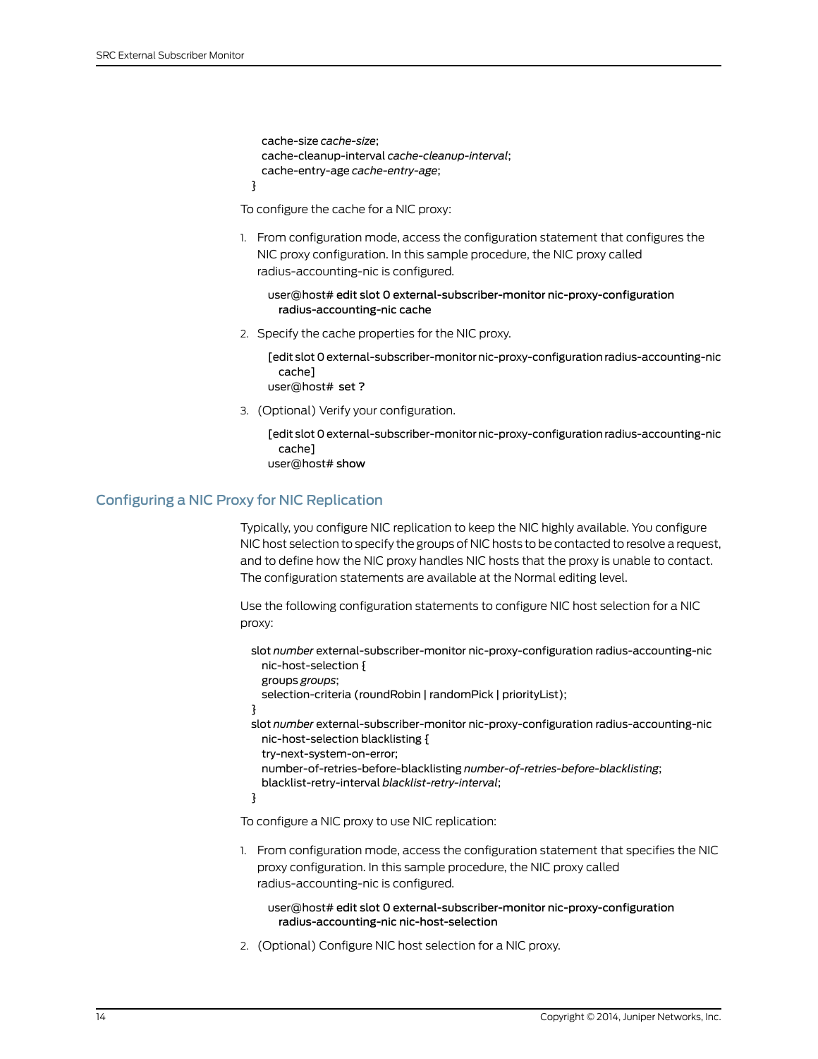```
    cache-size cache-size;
    cache-cleanup-interval cache-cleanup-interval;
    cache-entry-age cache-entry-age;
  }
```

To configure the cache for a NIC proxy:

1. From configuration mode, access the configuration statement that configures the NIC proxy configuration. In this sample procedure, the NIC proxy called radius-accounting-nic is configured.

   ```
   user@host# edit slot 0 external-subscriber-monitor nic-proxy-configuration
     radius-accounting-nic cache
   ```

2. Specify the cache properties for the NIC proxy.

   ```
   [edit slot 0 external-subscriber-monitor nic-proxy-configuration radius-accounting-nic
     cache]
   user@host# set ?
   ```

3. (Optional) Verify your configuration.

   ```
   [edit slot 0 external-subscriber-monitor nic-proxy-configuration radius-accounting-nic
     cache]
   user@host# show
   ```

## Configuring a NIC Proxy for NIC Replication

Typically, you configure NIC replication to keep the NIC highly available. You configure NIC host selection to specify the groups of NIC hosts to be contacted to resolve a request, and to define how the NIC proxy handles NIC hosts that the proxy is unable to contact. The configuration statements are available at the Normal editing level.

Use the following configuration statements to configure NIC host selection for a NIC proxy:

```
slot number external-subscriber-monitor nic-proxy-configuration radius-accounting-nic
    nic-host-selection {
    groups groups;
    selection-criteria (roundRobin | randomPick | priorityList);
}
slot number external-subscriber-monitor nic-proxy-configuration radius-accounting-nic
    nic-host-selection blacklisting {
    try-next-system-on-error;
    number-of-retries-before-blacklisting number-of-retries-before-blacklisting;
    blacklist-retry-interval blacklist-retry-interval;
}
```

To configure a NIC proxy to use NIC replication:

1. From configuration mode, access the configuration statement that specifies the NIC proxy configuration. In this sample procedure, the NIC proxy called radius-accounting-nic is configured.

   ```
   user@host# edit slot 0 external-subscriber-monitor nic-proxy-configuration
     radius-accounting-nic nic-host-selection
   ```

2. (Optional) Configure NIC host selection for a NIC proxy.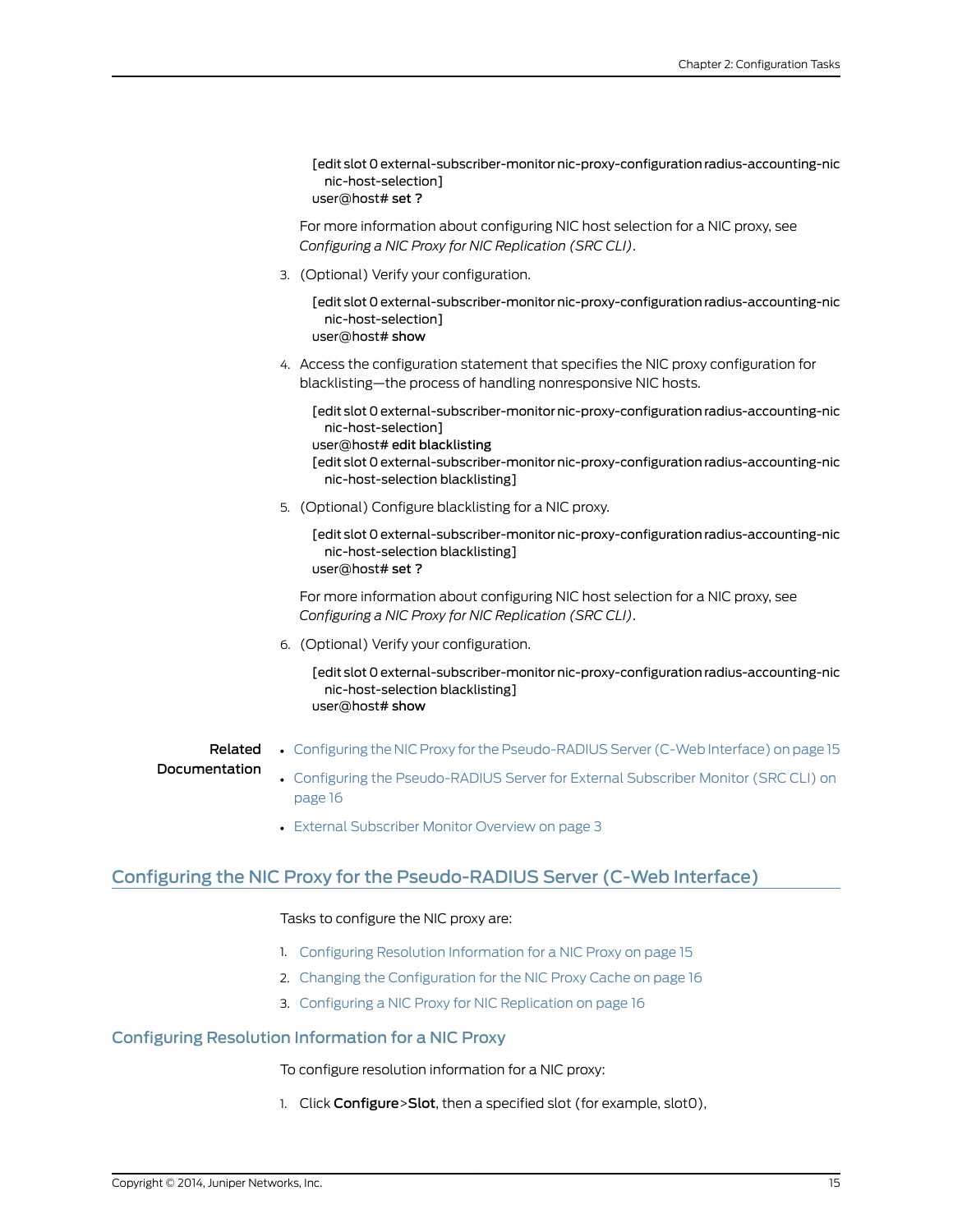```
[edit slot 0 external-subscriber-monitor nic-proxy-configuration radius-accounting-nic
  nic-host-selection]
user@host# set ?
```

For more information about configuring NIC host selection for a NIC proxy, see *Configuring a NIC Proxy for NIC Replication (SRC CLI)*.

3. (Optional) Verify your configuration.

```
[edit slot 0 external-subscriber-monitor nic-proxy-configuration radius-accounting-nic
  nic-host-selection]
user@host# show
```

4. Access the configuration statement that specifies the NIC proxy configuration for blacklisting—the process of handling nonresponsive NIC hosts.

```
[edit slot 0 external-subscriber-monitor nic-proxy-configuration radius-accounting-nic
  nic-host-selection]
user@host# edit blacklisting
[edit slot 0 external-subscriber-monitor nic-proxy-configuration radius-accounting-nic
  nic-host-selection blacklisting]
```

5. (Optional) Configure blacklisting for a NIC proxy.

```
[edit slot 0 external-subscriber-monitor nic-proxy-configuration radius-accounting-nic
  nic-host-selection blacklisting]
user@host# set ?
```

For more information about configuring NIC host selection for a NIC proxy, see *Configuring a NIC Proxy for NIC Replication (SRC CLI)*.

6. (Optional) Verify your configuration.

```
[edit slot 0 external-subscriber-monitor nic-proxy-configuration radius-accounting-nic
  nic-host-selection blacklisting]
user@host# show
```

**Related Documentation**

- Configuring the NIC Proxy for the Pseudo-RADIUS Server (C-Web Interface) on page 15
- Configuring the Pseudo-RADIUS Server for External Subscriber Monitor (SRC CLI) on page 16
- External Subscriber Monitor Overview on page 3

## Configuring the NIC Proxy for the Pseudo-RADIUS Server (C-Web Interface)

Tasks to configure the NIC proxy are:

1. Configuring Resolution Information for a NIC Proxy on page 15
2. Changing the Configuration for the NIC Proxy Cache on page 16
3. Configuring a NIC Proxy for NIC Replication on page 16

### Configuring Resolution Information for a NIC Proxy

To configure resolution information for a NIC proxy:

1. Click **Configure**>**Slot**, then a specified slot (for example, slot0),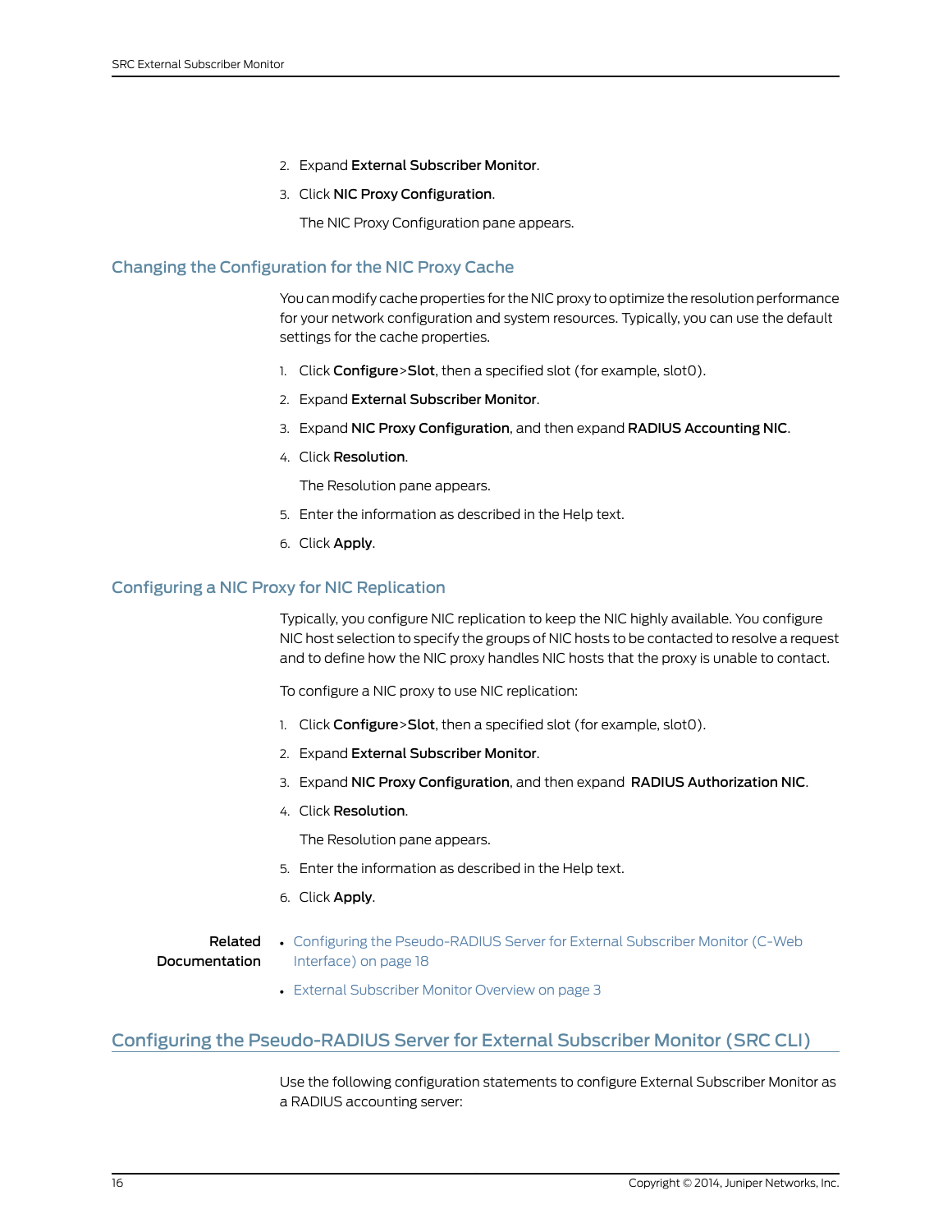2. Expand **External Subscriber Monitor**.
3. Click **NIC Proxy Configuration**.

   The NIC Proxy Configuration pane appears.

## Changing the Configuration for the NIC Proxy Cache

You can modify cache properties for the NIC proxy to optimize the resolution performance for your network configuration and system resources. Typically, you can use the default settings for the cache properties.

1. Click **Configure**>**Slot**, then a specified slot (for example, slot0).
2. Expand **External Subscriber Monitor**.
3. Expand **NIC Proxy Configuration**, and then expand **RADIUS Accounting NIC**.
4. Click **Resolution**.

   The Resolution pane appears.
5. Enter the information as described in the Help text.
6. Click **Apply**.

## Configuring a NIC Proxy for NIC Replication

Typically, you configure NIC replication to keep the NIC highly available. You configure NIC host selection to specify the groups of NIC hosts to be contacted to resolve a request and to define how the NIC proxy handles NIC hosts that the proxy is unable to contact.

To configure a NIC proxy to use NIC replication:

1. Click **Configure**>**Slot**, then a specified slot (for example, slot0).
2. Expand **External Subscriber Monitor**.
3. Expand **NIC Proxy Configuration**, and then expand **RADIUS Authorization NIC**.
4. Click **Resolution**.

   The Resolution pane appears.
5. Enter the information as described in the Help text.
6. Click **Apply**.

**Related Documentation**

- Configuring the Pseudo-RADIUS Server for External Subscriber Monitor (C-Web Interface) on page 18
- External Subscriber Monitor Overview on page 3

# Configuring the Pseudo-RADIUS Server for External Subscriber Monitor (SRC CLI)

Use the following configuration statements to configure External Subscriber Monitor as a RADIUS accounting server: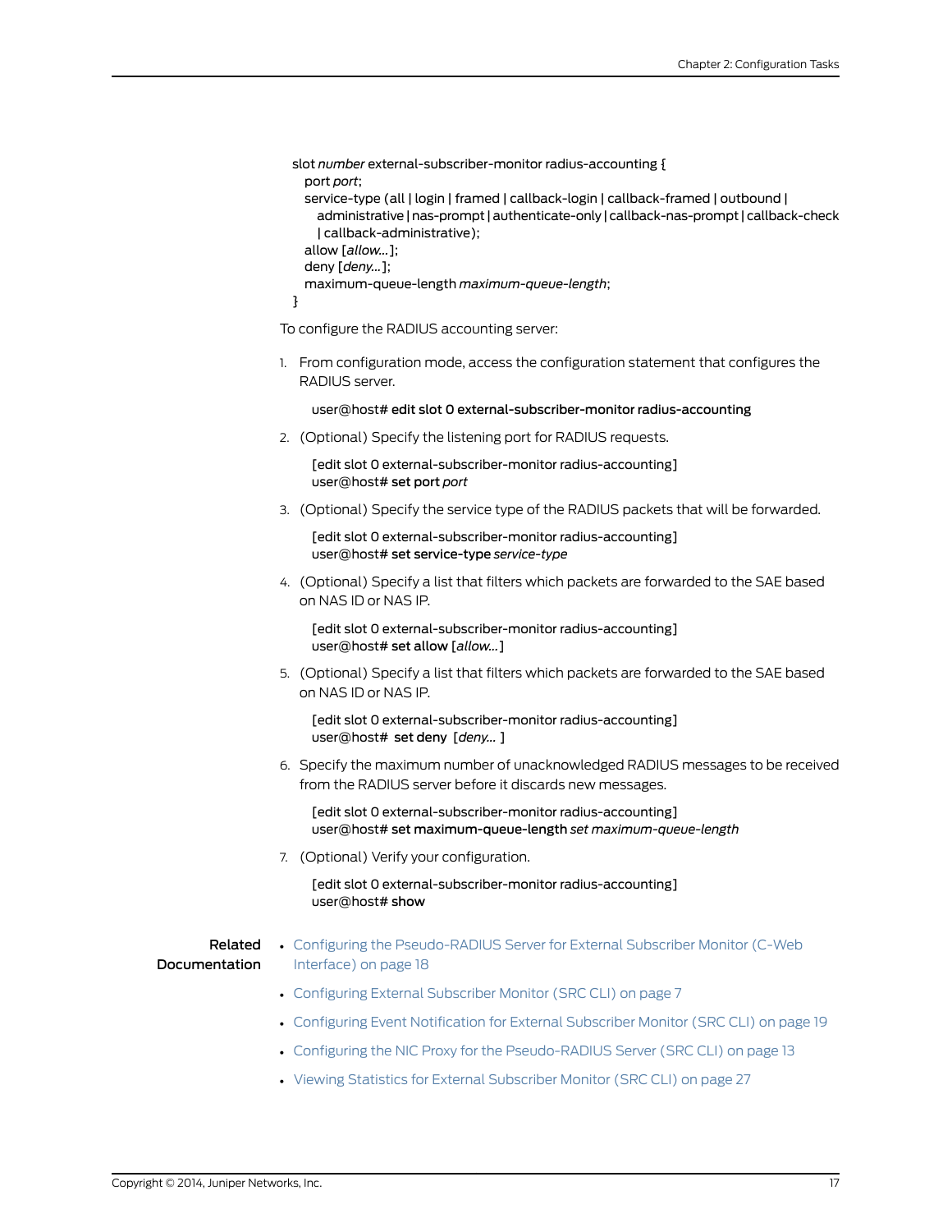```
slot number external-subscriber-monitor radius-accounting {
  port port;
  service-type (all | login | framed | callback-login | callback-framed | outbound |
    administrative | nas-prompt | authenticate-only | callback-nas-prompt | callback-check
    | callback-administrative);
  allow [allow...];
  deny [deny...];
  maximum-queue-length maximum-queue-length;
}
```

To configure the RADIUS accounting server:

1. From configuration mode, access the configuration statement that configures the RADIUS server.

   ```
   user@host# edit slot 0 external-subscriber-monitor radius-accounting
   ```

2. (Optional) Specify the listening port for RADIUS requests.

   ```
   [edit slot 0 external-subscriber-monitor radius-accounting]
   user@host# set port port
   ```

3. (Optional) Specify the service type of the RADIUS packets that will be forwarded.

   ```
   [edit slot 0 external-subscriber-monitor radius-accounting]
   user@host# set service-type service-type
   ```

4. (Optional) Specify a list that filters which packets are forwarded to the SAE based on NAS ID or NAS IP.

   ```
   [edit slot 0 external-subscriber-monitor radius-accounting]
   user@host# set allow [allow...]
   ```

5. (Optional) Specify a list that filters which packets are forwarded to the SAE based on NAS ID or NAS IP.

   ```
   [edit slot 0 external-subscriber-monitor radius-accounting]
   user@host#  set deny  [deny... ]
   ```

6. Specify the maximum number of unacknowledged RADIUS messages to be received from the RADIUS server before it discards new messages.

   ```
   [edit slot 0 external-subscriber-monitor radius-accounting]
   user@host# set maximum-queue-length set maximum-queue-length
   ```

7. (Optional) Verify your configuration.

   ```
   [edit slot 0 external-subscriber-monitor radius-accounting]
   user@host# show
   ```

**Related Documentation**

- Configuring the Pseudo-RADIUS Server for External Subscriber Monitor (C-Web Interface) on page 18
- Configuring External Subscriber Monitor (SRC CLI) on page 7
- Configuring Event Notification for External Subscriber Monitor (SRC CLI) on page 19
- Configuring the NIC Proxy for the Pseudo-RADIUS Server (SRC CLI) on page 13
- Viewing Statistics for External Subscriber Monitor (SRC CLI) on page 27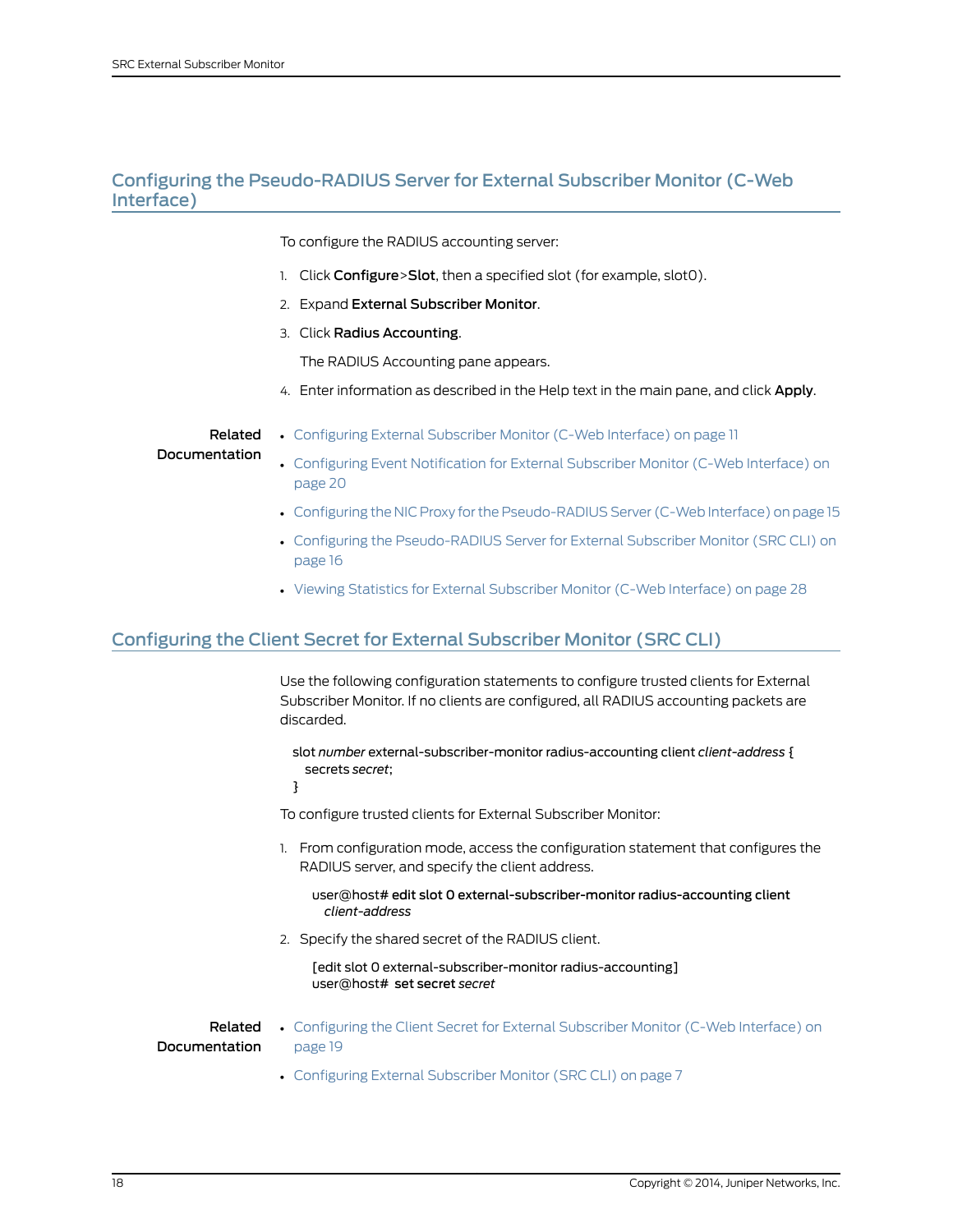## Configuring the Pseudo-RADIUS Server for External Subscriber Monitor (C-Web Interface)

To configure the RADIUS accounting server:

1. Click **Configure**>**Slot**, then a specified slot (for example, slot0).
2. Expand **External Subscriber Monitor**.
3. Click **Radius Accounting**.

   The RADIUS Accounting pane appears.
4. Enter information as described in the Help text in the main pane, and click **Apply**.

**Related Documentation**

- Configuring External Subscriber Monitor (C-Web Interface) on page 11
- Configuring Event Notification for External Subscriber Monitor (C-Web Interface) on page 20
- Configuring the NIC Proxy for the Pseudo-RADIUS Server (C-Web Interface) on page 15
- Configuring the Pseudo-RADIUS Server for External Subscriber Monitor (SRC CLI) on page 16
- Viewing Statistics for External Subscriber Monitor (C-Web Interface) on page 28

## Configuring the Client Secret for External Subscriber Monitor (SRC CLI)

Use the following configuration statements to configure trusted clients for External Subscriber Monitor. If no clients are configured, all RADIUS accounting packets are discarded.

```
slot number external-subscriber-monitor radius-accounting client client-address {
  secrets secret;
}
```

To configure trusted clients for External Subscriber Monitor:

1. From configuration mode, access the configuration statement that configures the RADIUS server, and specify the client address.

   ```
   user@host# edit slot 0 external-subscriber-monitor radius-accounting client
     client-address
   ```

2. Specify the shared secret of the RADIUS client.

   ```
   [edit slot 0 external-subscriber-monitor radius-accounting]
   user@host#  set secret secret
   ```

**Related Documentation**

- Configuring the Client Secret for External Subscriber Monitor (C-Web Interface) on page 19
- Configuring External Subscriber Monitor (SRC CLI) on page 7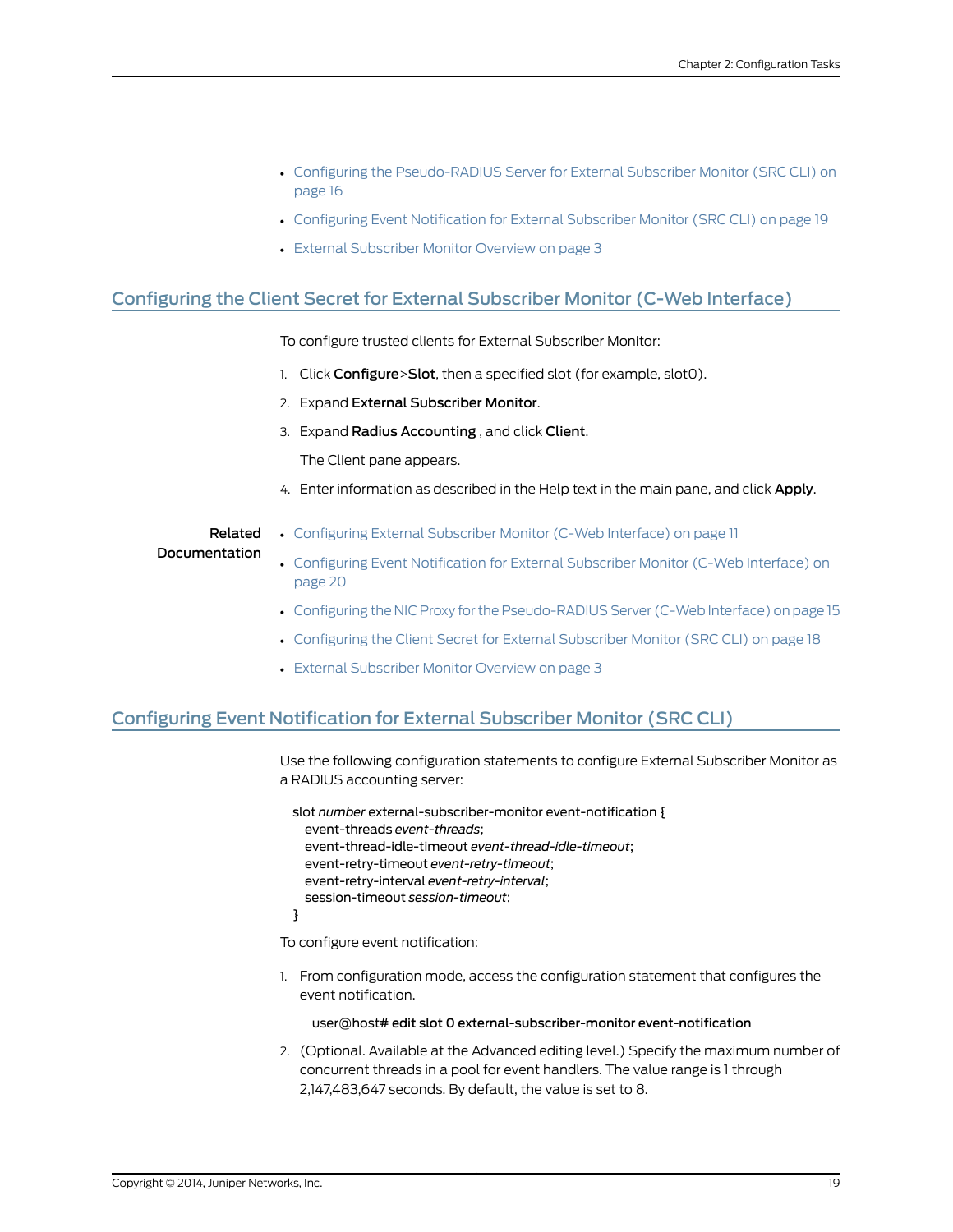- Configuring the Pseudo-RADIUS Server for External Subscriber Monitor (SRC CLI) on page 16
- Configuring Event Notification for External Subscriber Monitor (SRC CLI) on page 19
- External Subscriber Monitor Overview on page 3

## Configuring the Client Secret for External Subscriber Monitor (C-Web Interface)

To configure trusted clients for External Subscriber Monitor:

1. Click **Configure**>**Slot**, then a specified slot (for example, slot0).
2. Expand **External Subscriber Monitor**.
3. Expand **Radius Accounting** , and click **Client**.

   The Client pane appears.
4. Enter information as described in the Help text in the main pane, and click **Apply**.

**Related Documentation**

- Configuring External Subscriber Monitor (C-Web Interface) on page 11
- Configuring Event Notification for External Subscriber Monitor (C-Web Interface) on page 20
- Configuring the NIC Proxy for the Pseudo-RADIUS Server (C-Web Interface) on page 15
- Configuring the Client Secret for External Subscriber Monitor (SRC CLI) on page 18
- External Subscriber Monitor Overview on page 3

## Configuring Event Notification for External Subscriber Monitor (SRC CLI)

Use the following configuration statements to configure External Subscriber Monitor as a RADIUS accounting server:

```
slot number external-subscriber-monitor event-notification {
  event-threads event-threads;
  event-thread-idle-timeout event-thread-idle-timeout;
  event-retry-timeout event-retry-timeout;
  event-retry-interval event-retry-interval;
  session-timeout session-timeout;
}
```

To configure event notification:

1. From configuration mode, access the configuration statement that configures the event notification.

   ```
   user@host# edit slot 0 external-subscriber-monitor event-notification
   ```
2. (Optional. Available at the Advanced editing level.) Specify the maximum number of concurrent threads in a pool for event handlers. The value range is 1 through 2,147,483,647 seconds. By default, the value is set to 8.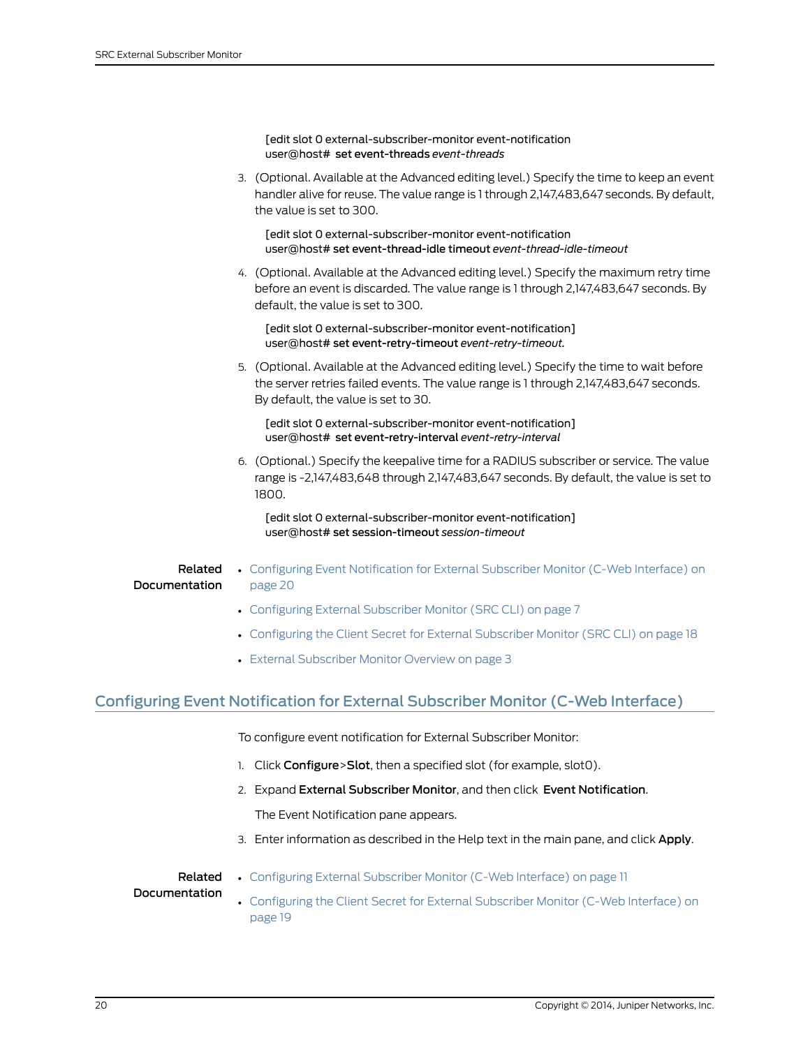```
[edit slot 0 external-subscriber-monitor event-notification
user@host# set event-threads event-threads
```

3. (Optional. Available at the Advanced editing level.) Specify the time to keep an event handler alive for reuse. The value range is 1 through 2,147,483,647 seconds. By default, the value is set to 300.

```
[edit slot 0 external-subscriber-monitor event-notification
user@host# set event-thread-idle timeout event-thread-idle-timeout
```

4. (Optional. Available at the Advanced editing level.) Specify the maximum retry time before an event is discarded. The value range is 1 through 2,147,483,647 seconds. By default, the value is set to 300.

```
[edit slot 0 external-subscriber-monitor event-notification]
user@host# set event-retry-timeout event-retry-timeout.
```

5. (Optional. Available at the Advanced editing level.) Specify the time to wait before the server retries failed events. The value range is 1 through 2,147,483,647 seconds. By default, the value is set to 30.

```
[edit slot 0 external-subscriber-monitor event-notification]
user@host# set event-retry-interval event-retry-interval
```

6. (Optional.) Specify the keepalive time for a RADIUS subscriber or service. The value range is -2,147,483,648 through 2,147,483,647 seconds. By default, the value is set to 1800.

```
[edit slot 0 external-subscriber-monitor event-notification]
user@host# set session-timeout session-timeout
```

**Related Documentation**

- Configuring Event Notification for External Subscriber Monitor (C-Web Interface) on page 20
- Configuring External Subscriber Monitor (SRC CLI) on page 7
- Configuring the Client Secret for External Subscriber Monitor (SRC CLI) on page 18
- External Subscriber Monitor Overview on page 3

## Configuring Event Notification for External Subscriber Monitor (C-Web Interface)

To configure event notification for External Subscriber Monitor:

1. Click **Configure**>**Slot**, then a specified slot (for example, slot0).
2. Expand **External Subscriber Monitor**, and then click **Event Notification**.

   The Event Notification pane appears.
3. Enter information as described in the Help text in the main pane, and click **Apply**.

**Related Documentation**

- Configuring External Subscriber Monitor (C-Web Interface) on page 11
- Configuring the Client Secret for External Subscriber Monitor (C-Web Interface) on page 19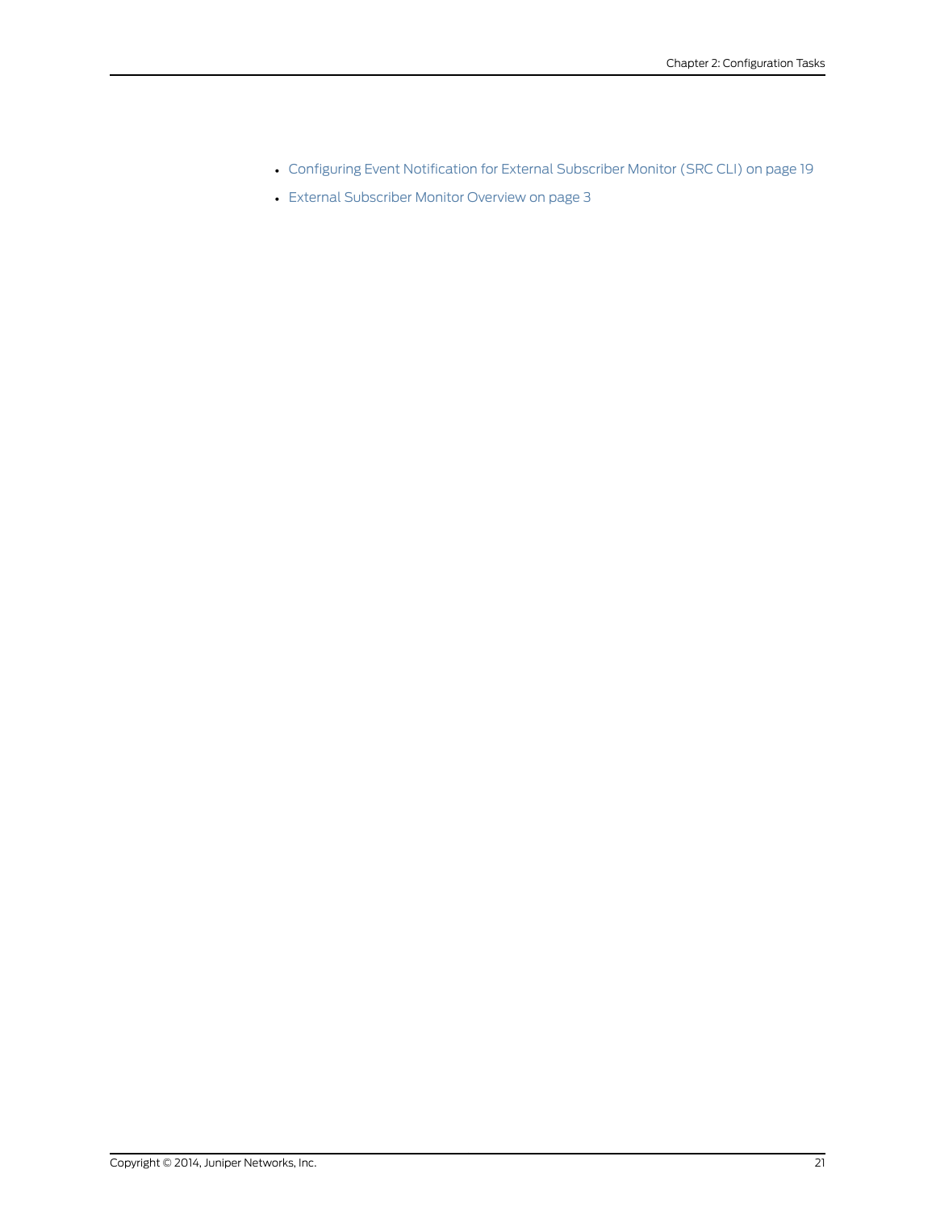- Configuring Event Notification for External Subscriber Monitor (SRC CLI) on page 19
- External Subscriber Monitor Overview on page 3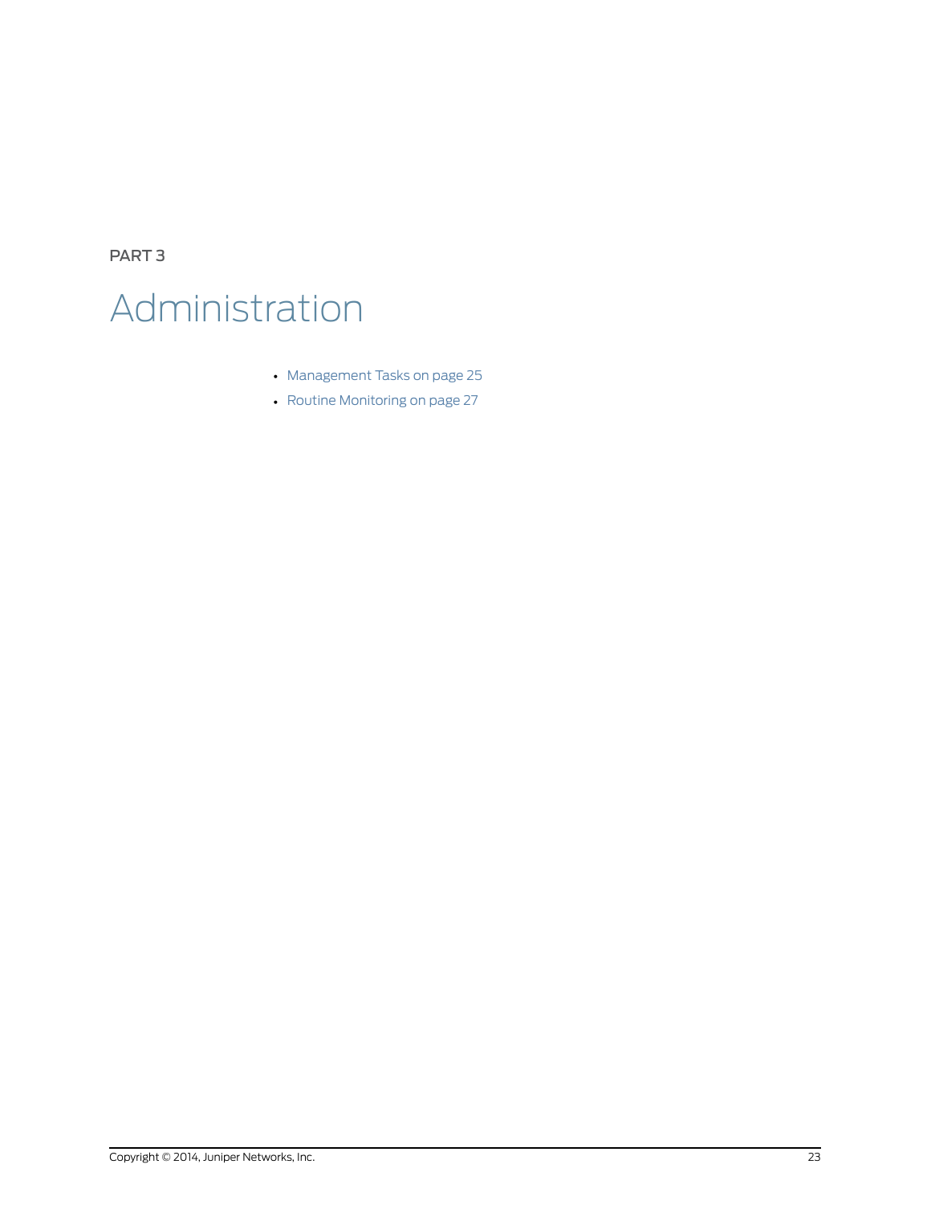PART 3

# Administration

- Management Tasks on page 25
- Routine Monitoring on page 27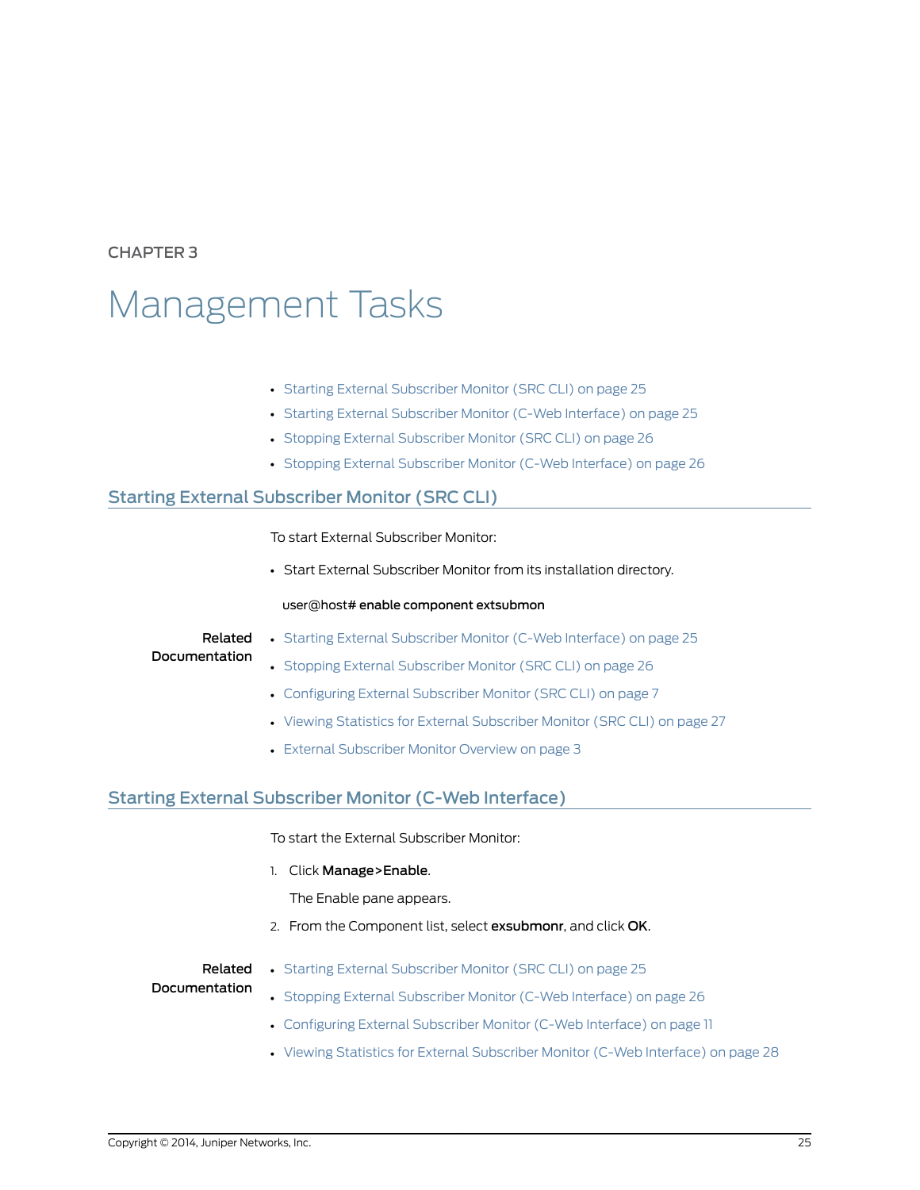CHAPTER 3

# Management Tasks

- Starting External Subscriber Monitor (SRC CLI) on page 25
- Starting External Subscriber Monitor (C-Web Interface) on page 25
- Stopping External Subscriber Monitor (SRC CLI) on page 26
- Stopping External Subscriber Monitor (C-Web Interface) on page 26

## Starting External Subscriber Monitor (SRC CLI)

To start External Subscriber Monitor:

- Start External Subscriber Monitor from its installation directory.

```
user@host# enable component extsubmon
```

**Related Documentation**

- Starting External Subscriber Monitor (C-Web Interface) on page 25
- Stopping External Subscriber Monitor (SRC CLI) on page 26
- Configuring External Subscriber Monitor (SRC CLI) on page 7
- Viewing Statistics for External Subscriber Monitor (SRC CLI) on page 27
- External Subscriber Monitor Overview on page 3

## Starting External Subscriber Monitor (C-Web Interface)

To start the External Subscriber Monitor:

1. Click **Manage>Enable**.

   The Enable pane appears.

2. From the Component list, select **exsubmonr**, and click **OK**.

**Related Documentation**

- Starting External Subscriber Monitor (SRC CLI) on page 25
- Stopping External Subscriber Monitor (C-Web Interface) on page 26
- Configuring External Subscriber Monitor (C-Web Interface) on page 11
- Viewing Statistics for External Subscriber Monitor (C-Web Interface) on page 28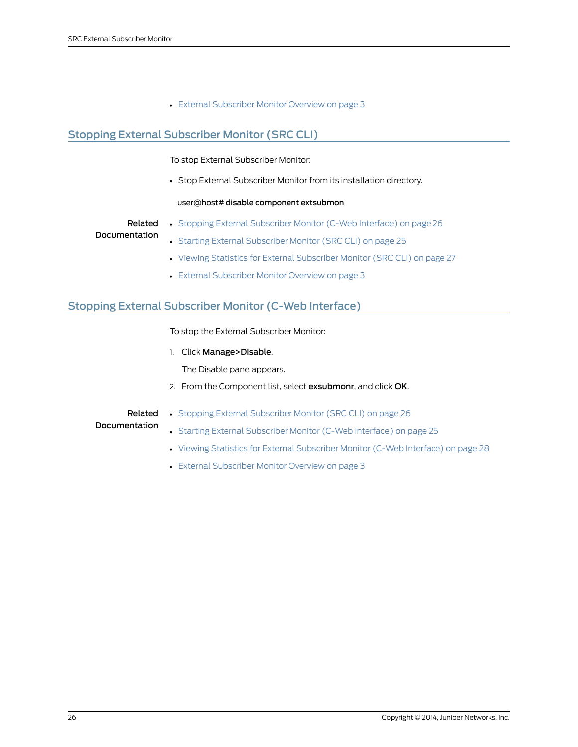- External Subscriber Monitor Overview on page 3

## Stopping External Subscriber Monitor (SRC CLI)

To stop External Subscriber Monitor:

- Stop External Subscriber Monitor from its installation directory.

```
user@host# disable component extsubmon
```

**Related Documentation**

- Stopping External Subscriber Monitor (C-Web Interface) on page 26
- Starting External Subscriber Monitor (SRC CLI) on page 25
- Viewing Statistics for External Subscriber Monitor (SRC CLI) on page 27
- External Subscriber Monitor Overview on page 3

## Stopping External Subscriber Monitor (C-Web Interface)

To stop the External Subscriber Monitor:

1. Click **Manage>Disable**.

   The Disable pane appears.

2. From the Component list, select **exsubmonr**, and click **OK**.

**Related Documentation**

- Stopping External Subscriber Monitor (SRC CLI) on page 26
- Starting External Subscriber Monitor (C-Web Interface) on page 25
- Viewing Statistics for External Subscriber Monitor (C-Web Interface) on page 28
- External Subscriber Monitor Overview on page 3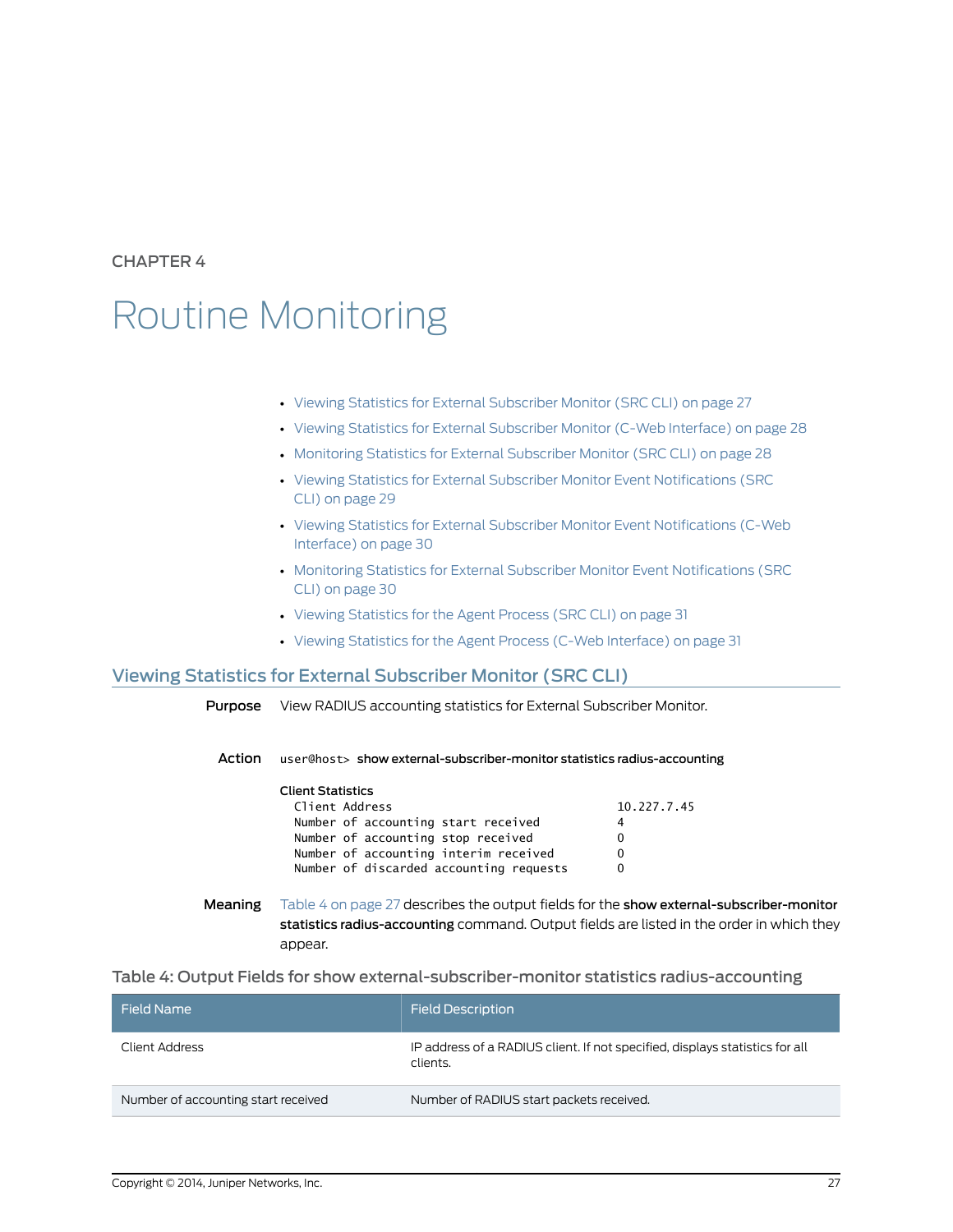CHAPTER 4

# Routine Monitoring

- Viewing Statistics for External Subscriber Monitor (SRC CLI) on page 27
- Viewing Statistics for External Subscriber Monitor (C-Web Interface) on page 28
- Monitoring Statistics for External Subscriber Monitor (SRC CLI) on page 28
- Viewing Statistics for External Subscriber Monitor Event Notifications (SRC CLI) on page 29
- Viewing Statistics for External Subscriber Monitor Event Notifications (C-Web Interface) on page 30
- Monitoring Statistics for External Subscriber Monitor Event Notifications (SRC CLI) on page 30
- Viewing Statistics for the Agent Process (SRC CLI) on page 31
- Viewing Statistics for the Agent Process (C-Web Interface) on page 31

## Viewing Statistics for External Subscriber Monitor (SRC CLI)

**Purpose** View RADIUS accounting statistics for External Subscriber Monitor.

**Action** `user@host>` **show external-subscriber-monitor statistics radius-accounting**

```
Client Statistics
  Client Address                              10.227.7.45
  Number of accounting start received         4
  Number of accounting stop received          0
  Number of accounting interim received       0
  Number of discarded accounting requests     0
```

**Meaning** Table 4 on page 27 describes the output fields for the **show external-subscriber-monitor statistics radius-accounting** command. Output fields are listed in the order in which they appear.

Table 4: Output Fields for show external-subscriber-monitor statistics radius-accounting

| Field Name | Field Description |
|---|---|
| Client Address | IP address of a RADIUS client. If not specified, displays statistics for all clients. |
| Number of accounting start received | Number of RADIUS start packets received. |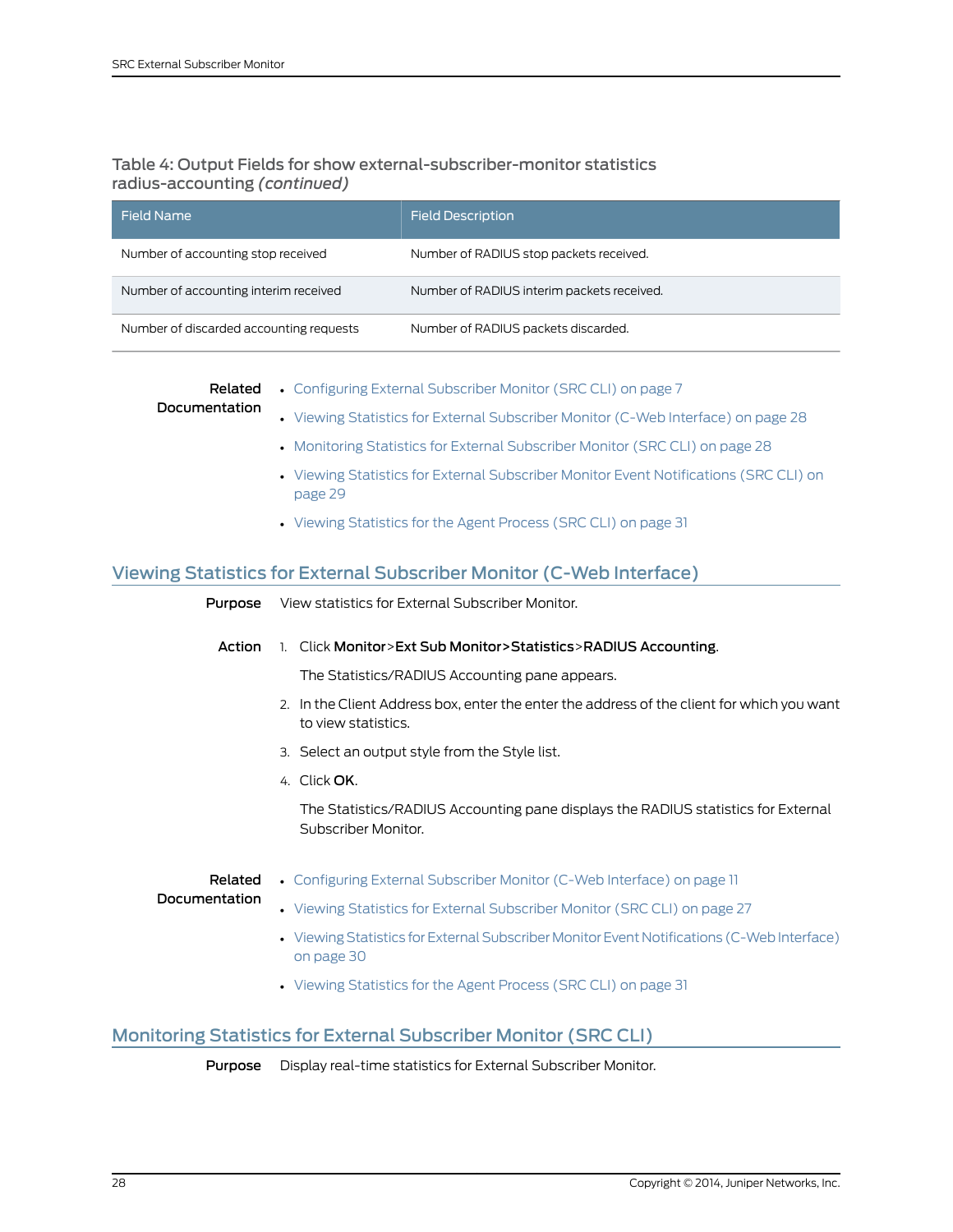Table 4: Output Fields for show external-subscriber-monitor statistics radius-accounting *(continued)*

| Field Name | Field Description |
| --- | --- |
| Number of accounting stop received | Number of RADIUS stop packets received. |
| Number of accounting interim received | Number of RADIUS interim packets received. |
| Number of discarded accounting requests | Number of RADIUS packets discarded. |

**Related Documentation**

- Configuring External Subscriber Monitor (SRC CLI) on page 7
- Viewing Statistics for External Subscriber Monitor (C-Web Interface) on page 28
- Monitoring Statistics for External Subscriber Monitor (SRC CLI) on page 28
- Viewing Statistics for External Subscriber Monitor Event Notifications (SRC CLI) on page 29
- Viewing Statistics for the Agent Process (SRC CLI) on page 31

## Viewing Statistics for External Subscriber Monitor (C-Web Interface)

**Purpose** View statistics for External Subscriber Monitor.

**Action**

1. Click **Monitor**>**Ext Sub Monitor>Statistics**>**RADIUS Accounting**.

   The Statistics/RADIUS Accounting pane appears.
2. In the Client Address box, enter the enter the address of the client for which you want to view statistics.
3. Select an output style from the Style list.
4. Click **OK**.

   The Statistics/RADIUS Accounting pane displays the RADIUS statistics for External Subscriber Monitor.

**Related Documentation**

- Configuring External Subscriber Monitor (C-Web Interface) on page 11
- Viewing Statistics for External Subscriber Monitor (SRC CLI) on page 27
- Viewing Statistics for External Subscriber Monitor Event Notifications (C-Web Interface) on page 30
- Viewing Statistics for the Agent Process (SRC CLI) on page 31

## Monitoring Statistics for External Subscriber Monitor (SRC CLI)

**Purpose** Display real-time statistics for External Subscriber Monitor.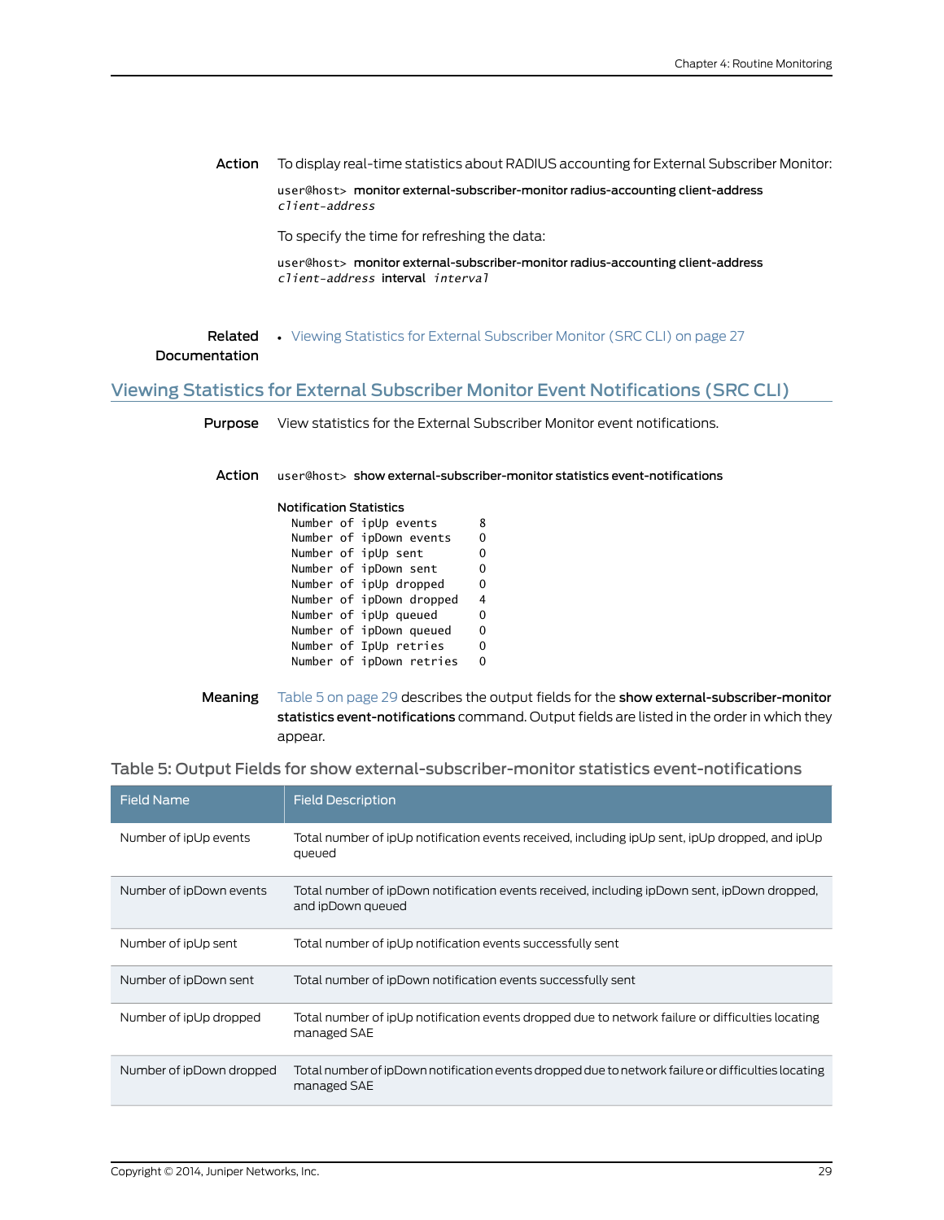**Action** To display real-time statistics about RADIUS accounting for External Subscriber Monitor:

```
user@host> monitor external-subscriber-monitor radius-accounting client-address
client-address
```

To specify the time for refreshing the data:

```
user@host> monitor external-subscriber-monitor radius-accounting client-address
client-address interval interval
```

**Related Documentation**

- Viewing Statistics for External Subscriber Monitor (SRC CLI) on page 27

## Viewing Statistics for External Subscriber Monitor Event Notifications (SRC CLI)

**Purpose** View statistics for the External Subscriber Monitor event notifications.

**Action**

```
user@host> show external-subscriber-monitor statistics event-notifications

Notification Statistics
  Number of ipUp events      8
  Number of ipDown events    0
  Number of ipUp sent        0
  Number of ipDown sent      0
  Number of ipUp dropped     0
  Number of ipDown dropped   4
  Number of ipUp queued      0
  Number of ipDown queued    0
  Number of IpUp retries     0
  Number of ipDown retries   0
```

**Meaning** Table 5 on page 29 describes the output fields for the **show external-subscriber-monitor statistics event-notifications** command. Output fields are listed in the order in which they appear.

### Table 5: Output Fields for show external-subscriber-monitor statistics event-notifications

| Field Name | Field Description |
| --- | --- |
| Number of ipUp events | Total number of ipUp notification events received, including ipUp sent, ipUp dropped, and ipUp queued |
| Number of ipDown events | Total number of ipDown notification events received, including ipDown sent, ipDown dropped, and ipDown queued |
| Number of ipUp sent | Total number of ipUp notification events successfully sent |
| Number of ipDown sent | Total number of ipDown notification events successfully sent |
| Number of ipUp dropped | Total number of ipUp notification events dropped due to network failure or difficulties locating managed SAE |
| Number of ipDown dropped | Total number of ipDown notification events dropped due to network failure or difficulties locating managed SAE |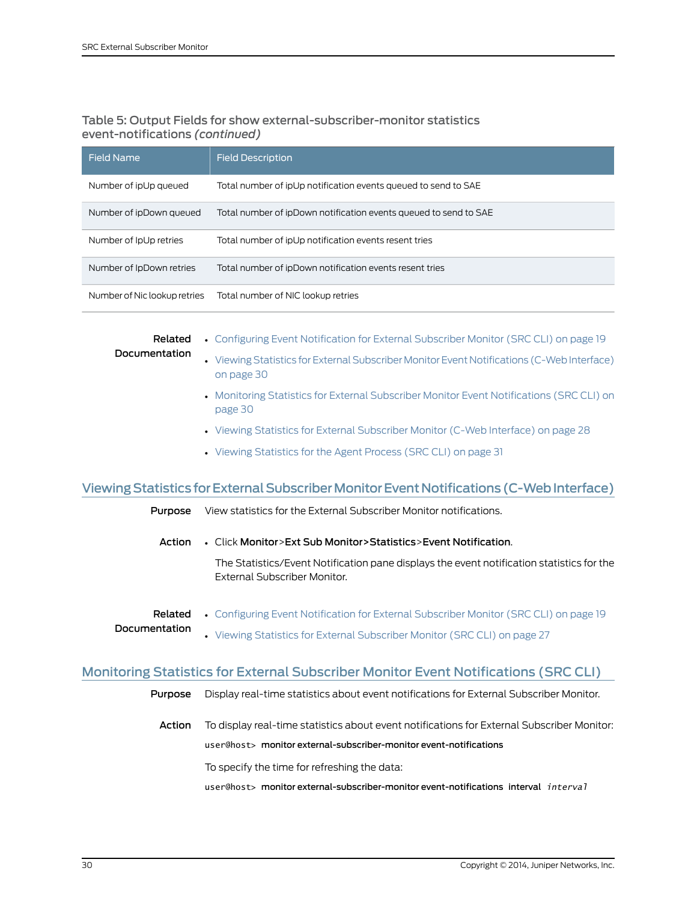Table 5: Output Fields for show external-subscriber-monitor statistics event-notifications *(continued)*

| Field Name | Field Description |
| --- | --- |
| Number of ipUp queued | Total number of ipUp notification events queued to send to SAE |
| Number of ipDown queued | Total number of ipDown notification events queued to send to SAE |
| Number of IpUp retries | Total number of ipUp notification events resent tries |
| Number of IpDown retries | Total number of ipDown notification events resent tries |
| Number of Nic lookup retries | Total number of NIC lookup retries |

**Related Documentation**

- Configuring Event Notification for External Subscriber Monitor (SRC CLI) on page 19
- Viewing Statistics for External Subscriber Monitor Event Notifications (C-Web Interface) on page 30
- Monitoring Statistics for External Subscriber Monitor Event Notifications (SRC CLI) on page 30
- Viewing Statistics for External Subscriber Monitor (C-Web Interface) on page 28
- Viewing Statistics for the Agent Process (SRC CLI) on page 31

## Viewing Statistics for External Subscriber Monitor Event Notifications (C-Web Interface)

**Purpose** View statistics for the External Subscriber Monitor notifications.

**Action**

- Click **Monitor**>**Ext Sub Monitor>Statistics**>**Event Notification**.

  The Statistics/Event Notification pane displays the event notification statistics for the External Subscriber Monitor.

**Related Documentation**

- Configuring Event Notification for External Subscriber Monitor (SRC CLI) on page 19
- Viewing Statistics for External Subscriber Monitor (SRC CLI) on page 27

## Monitoring Statistics for External Subscriber Monitor Event Notifications (SRC CLI)

**Purpose** Display real-time statistics about event notifications for External Subscriber Monitor.

**Action** To display real-time statistics about event notifications for External Subscriber Monitor:

```
user@host> monitor external-subscriber-monitor event-notifications
```

To specify the time for refreshing the data:

```
user@host> monitor external-subscriber-monitor event-notifications interval interval
```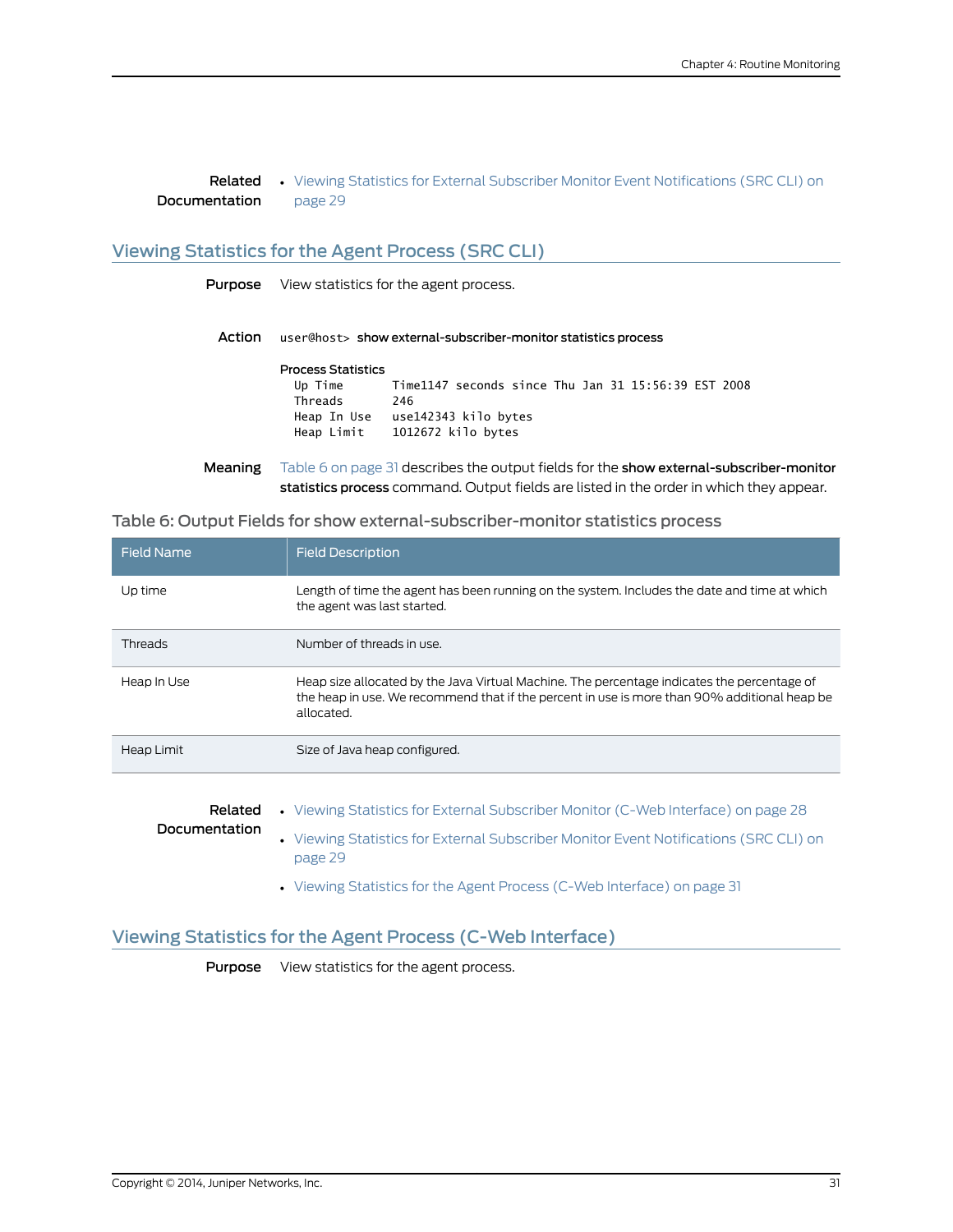Related Documentation

- Viewing Statistics for External Subscriber Monitor Event Notifications (SRC CLI) on page 29

## Viewing Statistics for the Agent Process (SRC CLI)

**Purpose** View statistics for the agent process.

**Action** `user@host>` **show external-subscriber-monitor statistics process**

```
Process Statistics
  Up Time       Time1147 seconds since Thu Jan 31 15:56:39 EST 2008
  Threads       246
  Heap In Use   use142343 kilo bytes
  Heap Limit    1012672 kilo bytes
```

**Meaning** Table 6 on page 31 describes the output fields for the **show external-subscriber-monitor statistics process** command. Output fields are listed in the order in which they appear.

### Table 6: Output Fields for show external-subscriber-monitor statistics process

| Field Name | Field Description |
|---|---|
| Up time | Length of time the agent has been running on the system. Includes the date and time at which the agent was last started. |
| Threads | Number of threads in use. |
| Heap In Use | Heap size allocated by the Java Virtual Machine. The percentage indicates the percentage of the heap in use. We recommend that if the percent in use is more than 90% additional heap be allocated. |
| Heap Limit | Size of Java heap configured. |

Related Documentation

- Viewing Statistics for External Subscriber Monitor (C-Web Interface) on page 28
- Viewing Statistics for External Subscriber Monitor Event Notifications (SRC CLI) on page 29
- Viewing Statistics for the Agent Process (C-Web Interface) on page 31

## Viewing Statistics for the Agent Process (C-Web Interface)

**Purpose** View statistics for the agent process.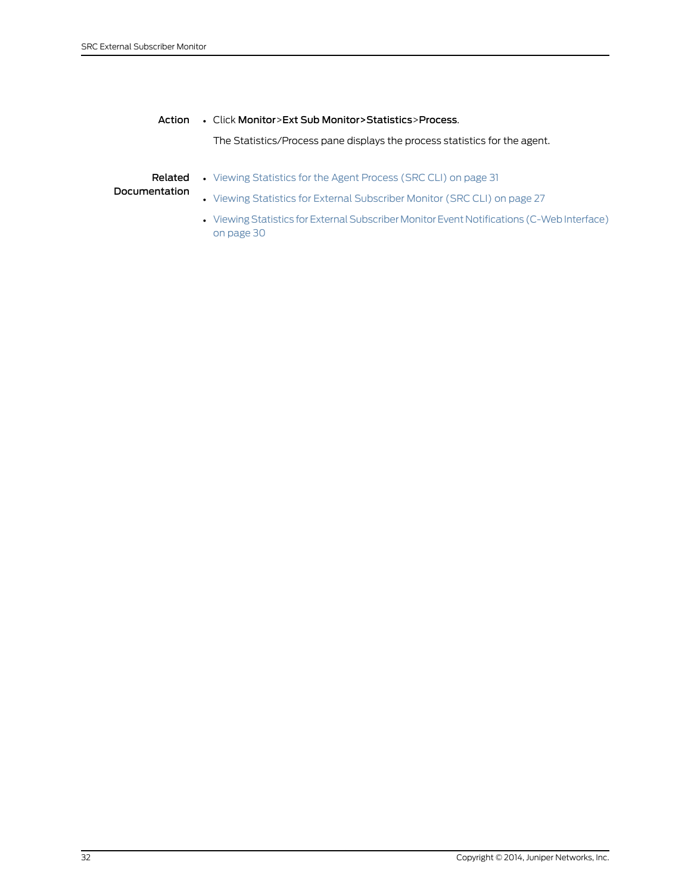**Action**

- Click **Monitor**>**Ext Sub Monitor>Statistics**>**Process**.

  The Statistics/Process pane displays the process statistics for the agent.

**Related Documentation**

- Viewing Statistics for the Agent Process (SRC CLI) on page 31
- Viewing Statistics for External Subscriber Monitor (SRC CLI) on page 27
- Viewing Statistics for External Subscriber Monitor Event Notifications (C-Web Interface) on page 30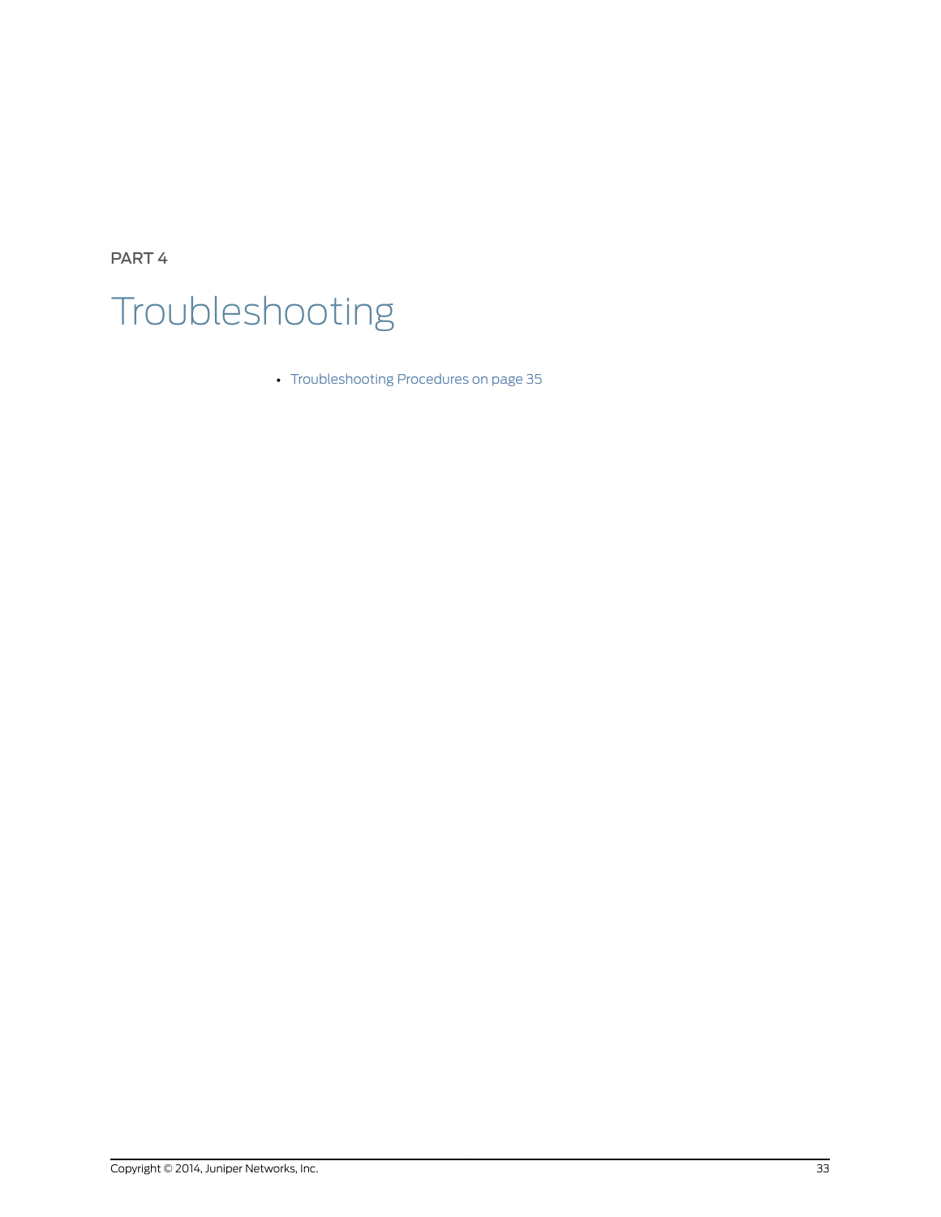PART 4

# Troubleshooting

- Troubleshooting Procedures on page 35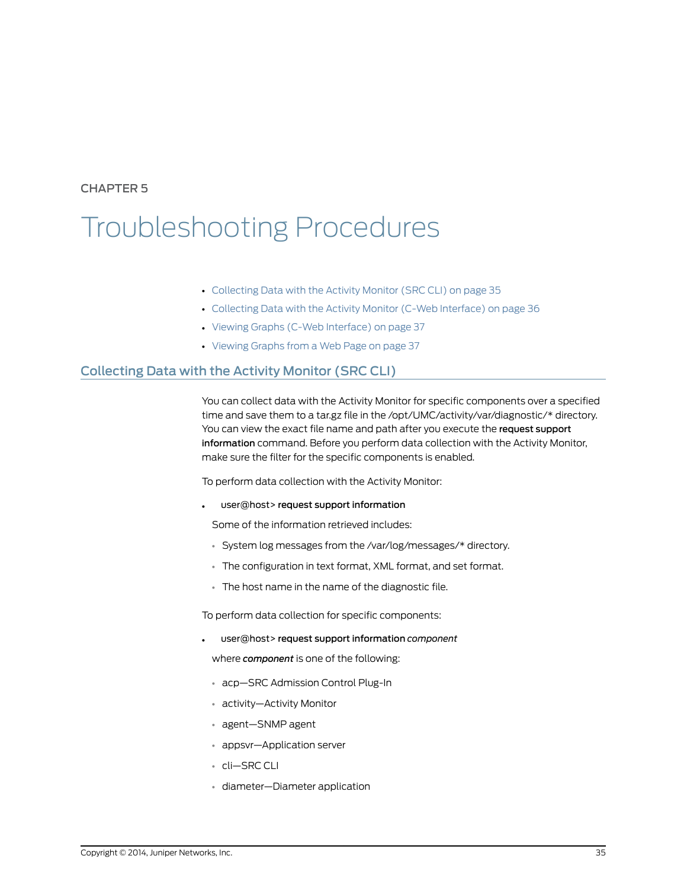CHAPTER 5

# Troubleshooting Procedures

- Collecting Data with the Activity Monitor (SRC CLI) on page 35
- Collecting Data with the Activity Monitor (C-Web Interface) on page 36
- Viewing Graphs (C-Web Interface) on page 37
- Viewing Graphs from a Web Page on page 37

## Collecting Data with the Activity Monitor (SRC CLI)

You can collect data with the Activity Monitor for specific components over a specified time and save them to a tar.gz file in the /opt/UMC/activity/var/diagnostic/* directory. You can view the exact file name and path after you execute the **request support information** command. Before you perform data collection with the Activity Monitor, make sure the filter for the specific components is enabled.

To perform data collection with the Activity Monitor:

- user@host> **request support information**

  Some of the information retrieved includes:

  - System log messages from the /var/log/messages/* directory.
  - The configuration in text format, XML format, and set format.
  - The host name in the name of the diagnostic file.

To perform data collection for specific components:

- user@host> **request support information** *component*

  where ***component*** is one of the following:

  - acp—SRC Admission Control Plug-In
  - activity—Activity Monitor
  - agent—SNMP agent
  - appsvr—Application server
  - cli—SRC CLI
  - diameter—Diameter application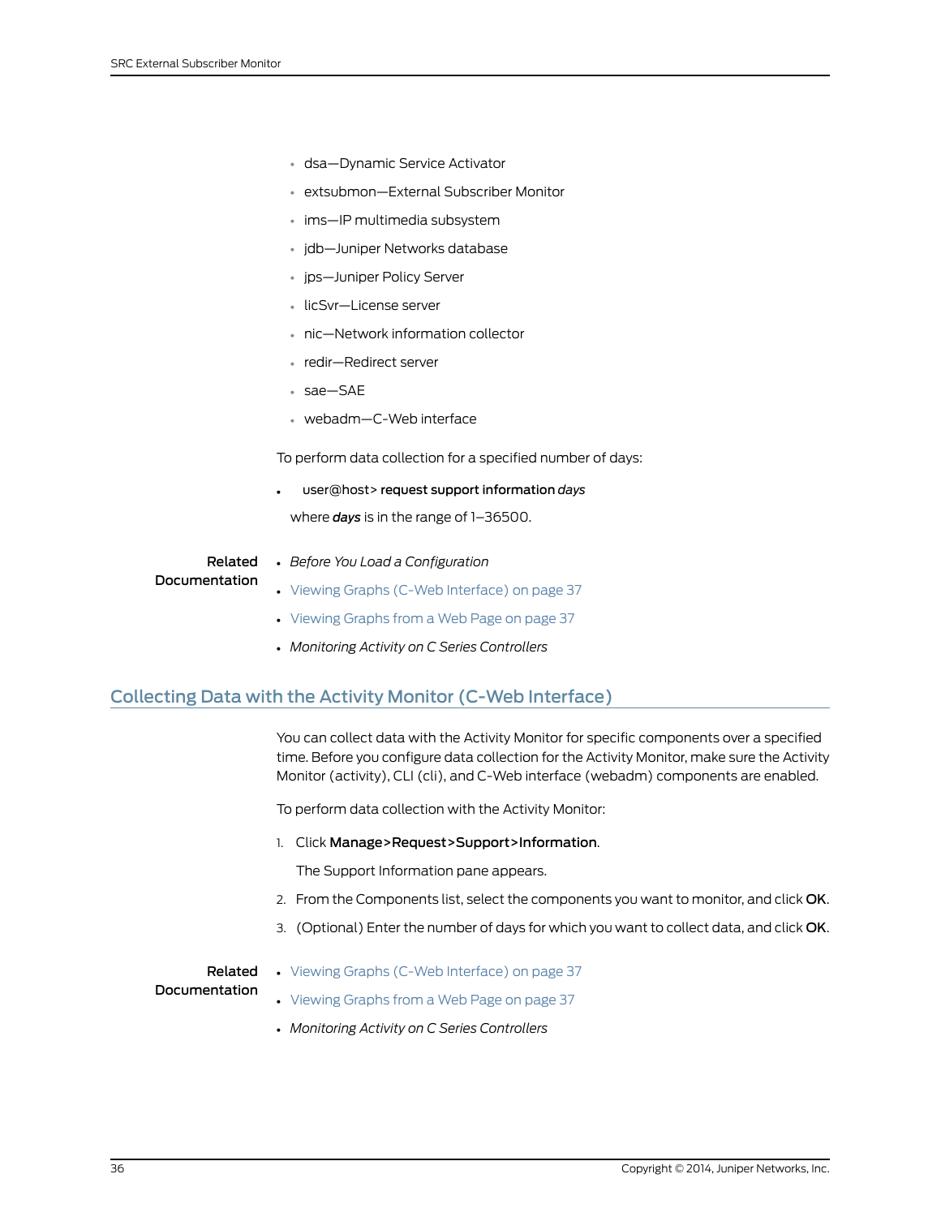- dsa—Dynamic Service Activator
- extsubmon—External Subscriber Monitor
- ims—IP multimedia subsystem
- jdb—Juniper Networks database
- jps—Juniper Policy Server
- licSvr—License server
- nic—Network information collector
- redir—Redirect server
- sae—SAE
- webadm—C-Web interface

To perform data collection for a specified number of days:

- user@host> **request support information** *days*

  where ***days*** is in the range of 1–36500.

**Related Documentation**

- *Before You Load a Configuration*
- Viewing Graphs (C-Web Interface) on page 37
- Viewing Graphs from a Web Page on page 37
- *Monitoring Activity on C Series Controllers*

## Collecting Data with the Activity Monitor (C-Web Interface)

You can collect data with the Activity Monitor for specific components over a specified time. Before you configure data collection for the Activity Monitor, make sure the Activity Monitor (activity), CLI (cli), and C-Web interface (webadm) components are enabled.

To perform data collection with the Activity Monitor:

1. Click **Manage>Request>Support>Information**.

   The Support Information pane appears.

2. From the Components list, select the components you want to monitor, and click **OK**.
3. (Optional) Enter the number of days for which you want to collect data, and click **OK**.

**Related Documentation**

- Viewing Graphs (C-Web Interface) on page 37
- Viewing Graphs from a Web Page on page 37
- *Monitoring Activity on C Series Controllers*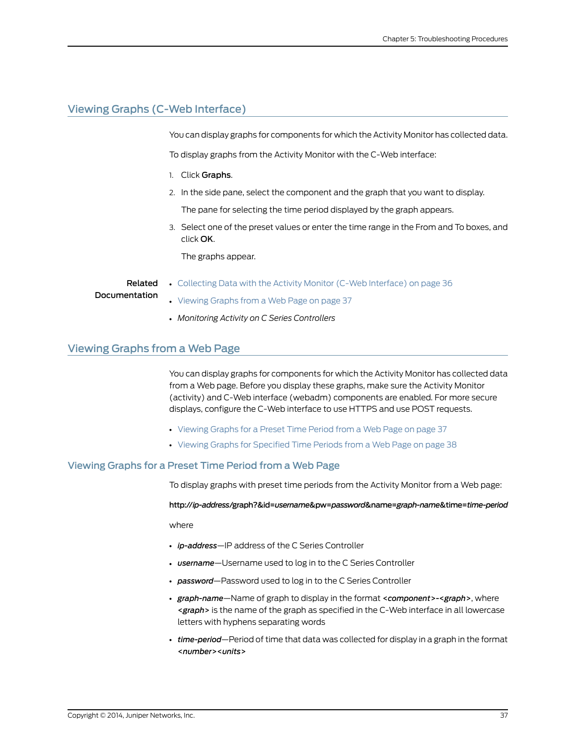## Viewing Graphs (C-Web Interface)

You can display graphs for components for which the Activity Monitor has collected data.

To display graphs from the Activity Monitor with the C-Web interface:

1. Click **Graphs**.
2. In the side pane, select the component and the graph that you want to display.

   The pane for selecting the time period displayed by the graph appears.
3. Select one of the preset values or enter the time range in the From and To boxes, and click **OK**.

   The graphs appear.

**Related Documentation**

- Collecting Data with the Activity Monitor (C-Web Interface) on page 36
- Viewing Graphs from a Web Page on page 37
- *Monitoring Activity on C Series Controllers*

## Viewing Graphs from a Web Page

You can display graphs for components for which the Activity Monitor has collected data from a Web page. Before you display these graphs, make sure the Activity Monitor (activity) and C-Web interface (webadm) components are enabled. For more secure displays, configure the C-Web interface to use HTTPS and use POST requests.

- Viewing Graphs for a Preset Time Period from a Web Page on page 37
- Viewing Graphs for Specified Time Periods from a Web Page on page 38

### Viewing Graphs for a Preset Time Period from a Web Page

To display graphs with preset time periods from the Activity Monitor from a Web page:

**http://*ip-address*/graph?&id=*username*&pw=*password*&name=*graph-name*&time=*time-period***

where

- ***ip-address***—IP address of the C Series Controller
- ***username***—Username used to log in to the C Series Controller
- ***password***—Password used to log in to the C Series Controller
- ***graph-name***—Name of graph to display in the format ***<component>-<graph>***, where ***<graph>*** is the name of the graph as specified in the C-Web interface in all lowercase letters with hyphens separating words
- ***time-period***—Period of time that data was collected for display in a graph in the format ***<number><units>***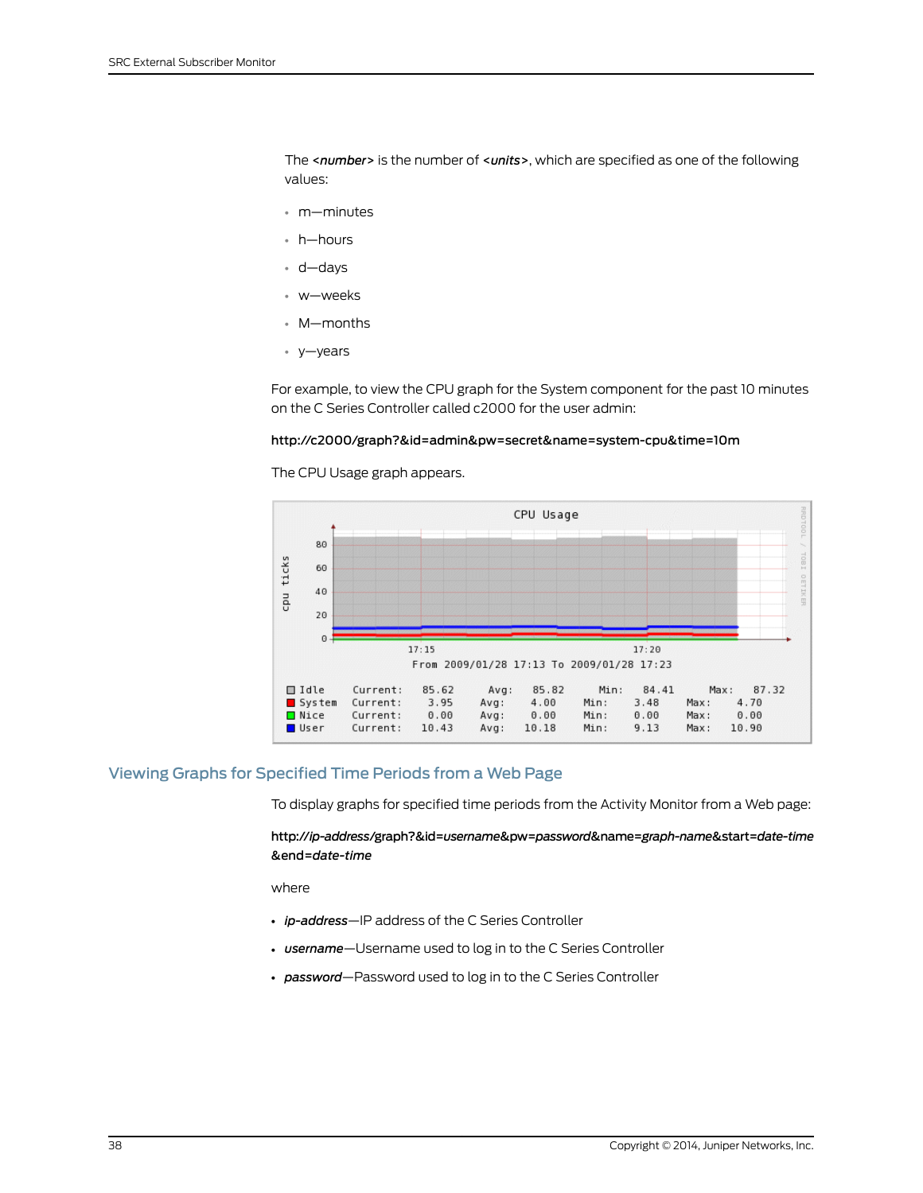The *<number>* is the number of *<units>*, which are specified as one of the following values:

- m—minutes
- h—hours
- d—days
- w—weeks
- M—months
- y—years

For example, to view the CPU graph for the System component for the past 10 minutes on the C Series Controller called c2000 for the user admin:

**http://c2000/graph?&id=admin&pw=secret&name=system-cpu&time=10m**

The CPU Usage graph appears.

## Viewing Graphs for Specified Time Periods from a Web Page

To display graphs for specified time periods from the Activity Monitor from a Web page:

**http://*ip-address*/graph?&id=*username*&pw=*password*&name=*graph-name*&start=*date-time* &end=*date-time***

where

- ***ip-address***—IP address of the C Series Controller
- ***username***—Username used to log in to the C Series Controller
- ***password***—Password used to log in to the C Series Controller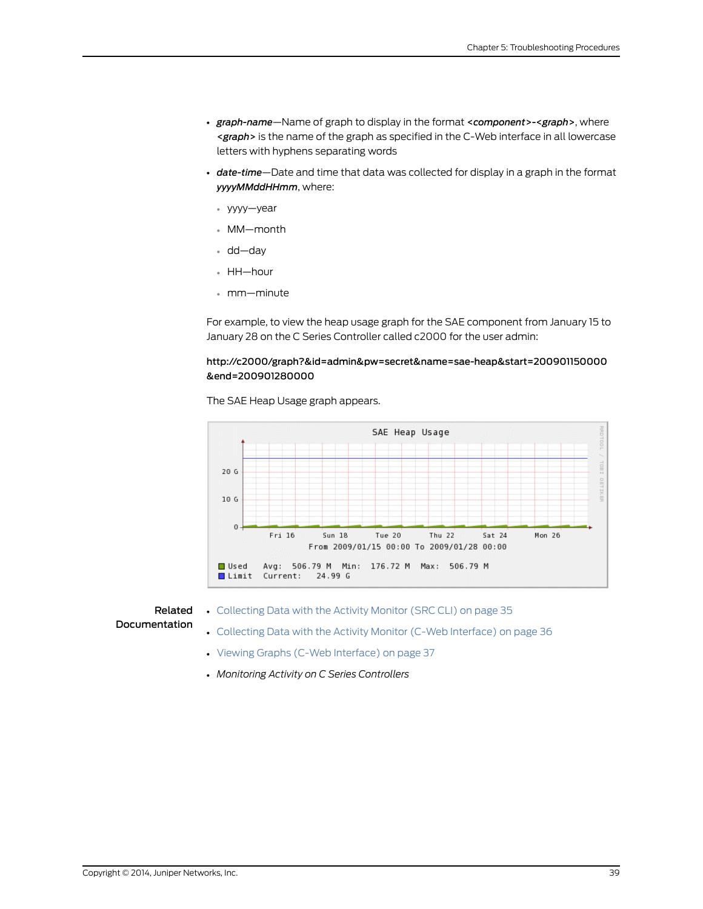- ***graph-name***—Name of graph to display in the format **<*component*>-<*graph*>**, where **<*graph*>** is the name of the graph as specified in the C-Web interface in all lowercase letters with hyphens separating words
- ***date-time***—Date and time that data was collected for display in a graph in the format ***yyyyMMddHHmm***, where:
  - yyyy—year
  - MM—month
  - dd—day
  - HH—hour
  - mm—minute

For example, to view the heap usage graph for the SAE component from January 15 to January 28 on the C Series Controller called c2000 for the user admin:

**http://c2000/graph?&id=admin&pw=secret&name=sae-heap&start=200901150000&end=200901280000**

The SAE Heap Usage graph appears.

**Related Documentation**

- Collecting Data with the Activity Monitor (SRC CLI) on page 35
- Collecting Data with the Activity Monitor (C-Web Interface) on page 36
- Viewing Graphs (C-Web Interface) on page 37
- *Monitoring Activity on C Series Controllers*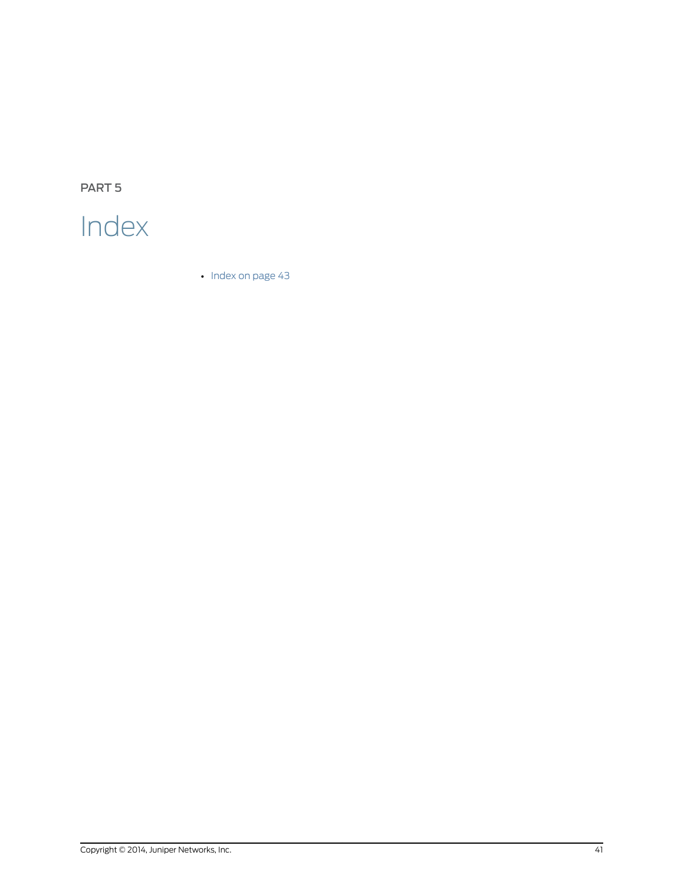PART 5

# Index

- Index on page 43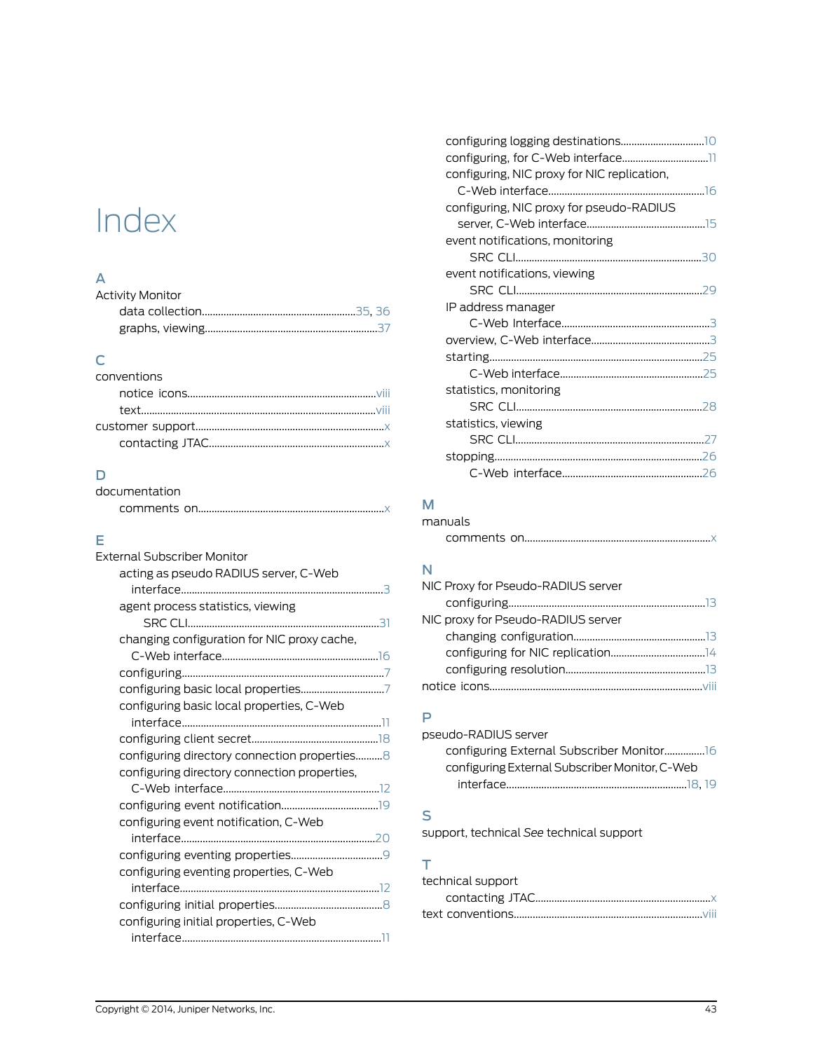# Index

## A

Activity Monitor
- data collection........35, 36
- graphs, viewing........37

## C

conventions
- notice icons........viii
- text........viii

customer support........x
- contacting JTAC........x

## D

documentation
- comments on........x

## E

External Subscriber Monitor
- acting as pseudo RADIUS server, C-Web interface........3
- agent process statistics, viewing
  - SRC CLI........31
- changing configuration for NIC proxy cache, C-Web interface........16
- configuring........7
- configuring basic local properties........7
- configuring basic local properties, C-Web interface........11
- configuring client secret........18
- configuring directory connection properties........8
- configuring directory connection properties, C-Web interface........12
- configuring event notification........19
- configuring event notification, C-Web interface........20
- configuring eventing properties........9
- configuring eventing properties, C-Web interface........12
- configuring initial properties........8
- configuring initial properties, C-Web interface........11
- configuring logging destinations........10
- configuring, for C-Web interface........11
- configuring, NIC proxy for NIC replication, C-Web interface........16
- configuring, NIC proxy for pseudo-RADIUS server, C-Web interface........15
- event notifications, monitoring
  - SRC CLI........30
- event notifications, viewing
  - SRC CLI........29
- IP address manager
  - C-Web Interface........3
- overview, C-Web interface........3
- starting........25
  - C-Web interface........25
- statistics, monitoring
  - SRC CLI........28
- statistics, viewing
  - SRC CLI........27
- stopping........26
  - C-Web interface........26

## M

manuals
- comments on........x

## N

NIC Proxy for Pseudo-RADIUS server
- configuring........13

NIC proxy for Pseudo-RADIUS server
- changing configuration........13
- configuring for NIC replication........14
- configuring resolution........13

notice icons........viii

## P

pseudo-RADIUS server
- configuring External Subscriber Monitor........16
- configuring External Subscriber Monitor, C-Web interface........18, 19

## S

support, technical *See* technical support

## T

technical support
- contacting JTAC........x

text conventions........viii